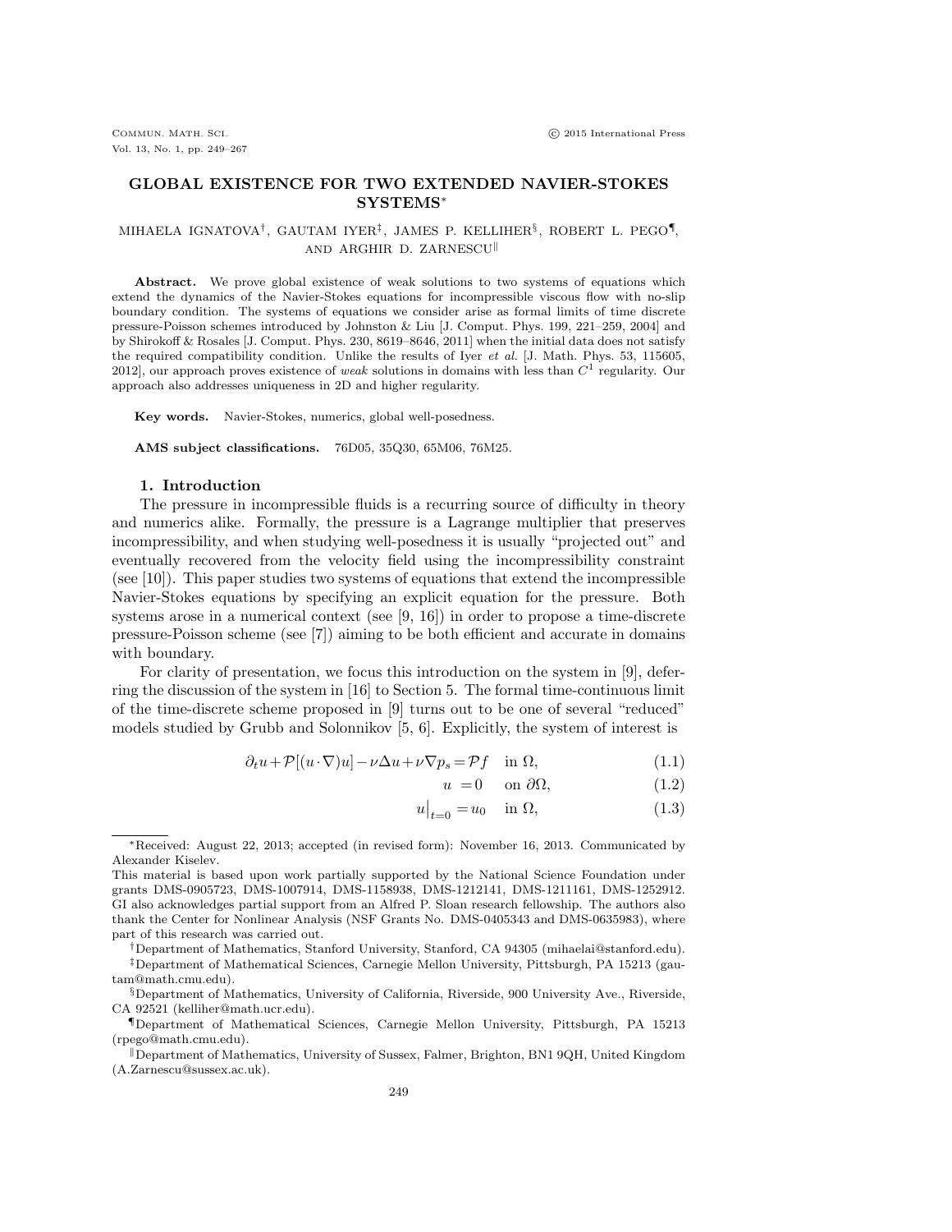# GLOBAL EXISTENCE FOR TWO EXTENDED NAVIER-STOKES SYSTEMS*

MIHAELA IGNATOVA[†], GAUTAM IYER[‡], JAMES P. KELLIHER[§], ROBERT L. PEGO[¶], AND ARGHIR D. ZARNESCU[‖]

**Abstract.** We prove global existence of weak solutions to two systems of equations which extend the dynamics of the Navier-Stokes equations for incompressible viscous flow with no-slip boundary condition. The systems of equations we consider arise as formal limits of time discrete pressure-Poisson schemes introduced by Johnston & Liu [J. Comput. Phys. 199, 221–259, 2004] and by Shirokoff & Rosales [J. Comput. Phys. 230, 8619–8646, 2011] when the initial data does not satisfy the required compatibility condition. Unlike the results of Iyer *et al.* [J. Math. Phys. 53, 115605, 2012], our approach proves existence of *weak* solutions in domains with less than $C^1$ regularity. Our approach also addresses uniqueness in 2D and higher regularity.

**Key words.** Navier-Stokes, numerics, global well-posedness.

**AMS subject classifications.** 76D05, 35Q30, 65M06, 76M25.

## 1. Introduction

The pressure in incompressible fluids is a recurring source of difficulty in theory and numerics alike. Formally, the pressure is a Lagrange multiplier that preserves incompressibility, and when studying well-posedness it is usually "projected out" and eventually recovered from the velocity field using the incompressibility constraint (see [10]). This paper studies two systems of equations that extend the incompressible Navier-Stokes equations by specifying an explicit equation for the pressure. Both systems arose in a numerical context (see [9, 16]) in order to propose a time-discrete pressure-Poisson scheme (see [7]) aiming to be both efficient and accurate in domains with boundary.

For clarity of presentation, we focus this introduction on the system in [9], deferring the discussion of the system in [16] to Section 5. The formal time-continuous limit of the time-discrete scheme proposed in [9] turns out to be one of several "reduced" models studied by Grubb and Solonnikov [5, 6]. Explicitly, the system of interest is

$$\partial_t u + \mathcal{P}[(u\cdot\nabla)u] - \nu\Delta u + \nu\nabla p_s = \mathcal{P}f \quad \text{in } \Omega, \tag{1.1}$$

$$u = 0 \quad \text{on } \partial\Omega, \tag{1.2}$$

$$u\big|_{t=0} = u_0 \quad \text{in } \Omega, \tag{1.3}$$

---

*Received: August 22, 2013; accepted (in revised form): November 16, 2013. Communicated by Alexander Kiselev.

This material is based upon work partially supported by the National Science Foundation under grants DMS-0905723, DMS-1007914, DMS-1158938, DMS-1212141, DMS-1211161, DMS-1252912. GI also acknowledges partial support from an Alfred P. Sloan research fellowship. The authors also thank the Center for Nonlinear Analysis (NSF Grants No. DMS-0405343 and DMS-0635983), where part of this research was carried out.

[†]Department of Mathematics, Stanford University, Stanford, CA 94305 (mihaelai@stanford.edu).

[‡]Department of Mathematical Sciences, Carnegie Mellon University, Pittsburgh, PA 15213 (gautam@math.cmu.edu).

[§]Department of Mathematics, University of California, Riverside, 900 University Ave., Riverside, CA 92521 (kelliher@math.ucr.edu).

[¶]Department of Mathematical Sciences, Carnegie Mellon University, Pittsburgh, PA 15213 (rpego@math.cmu.edu).

[‖]Department of Mathematics, University of Sussex, Falmer, Brighton, BN1 9QH, United Kingdom (A.Zarnescu@sussex.ac.uk).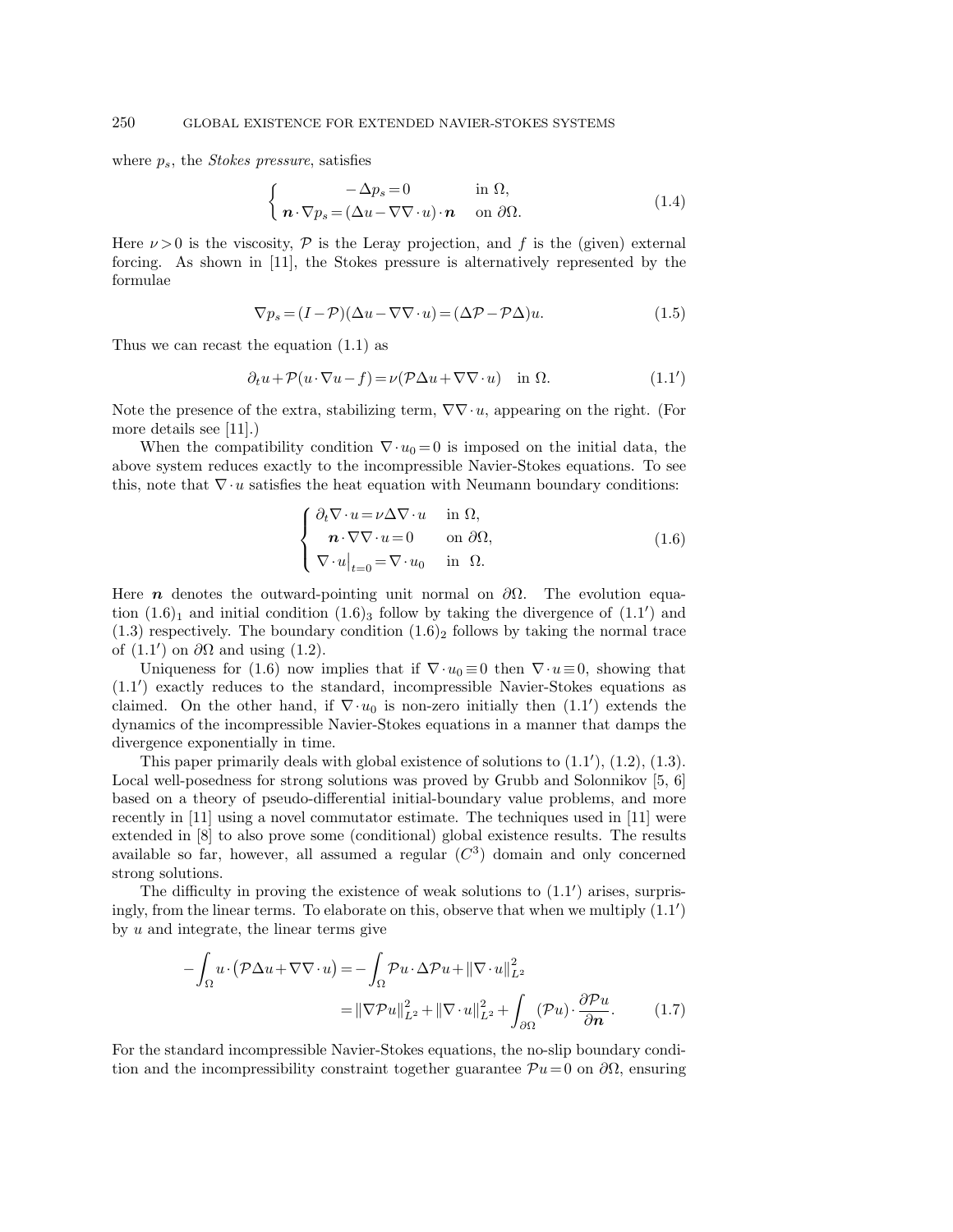where $p_s$, the *Stokes pressure*, satisfies

$$\begin{cases} -\Delta p_s = 0 & \text{in } \Omega, \\ \boldsymbol{n}\cdot\nabla p_s = (\Delta u - \nabla\nabla\cdot u)\cdot \boldsymbol{n} & \text{on } \partial\Omega. \end{cases} \tag{1.4}$$

Here $\nu > 0$ is the viscosity, $\mathcal{P}$ is the Leray projection, and $f$ is the (given) external forcing. As shown in [11], the Stokes pressure is alternatively represented by the formulae

$$\nabla p_s = (I - \mathcal{P})(\Delta u - \nabla\nabla\cdot u) = (\Delta\mathcal{P} - \mathcal{P}\Delta)u. \tag{1.5}$$

Thus we can recast the equation (1.1) as

$$\partial_t u + \mathcal{P}(u\cdot\nabla u - f) = \nu(\mathcal{P}\Delta u + \nabla\nabla\cdot u) \quad \text{in } \Omega. \tag{1.1$'$}$$

Note the presence of the extra, stabilizing term, $\nabla\nabla\cdot u$, appearing on the right. (For more details see [11].)

When the compatibility condition $\nabla\cdot u_0 = 0$ is imposed on the initial data, the above system reduces exactly to the incompressible Navier-Stokes equations. To see this, note that $\nabla\cdot u$ satisfies the heat equation with Neumann boundary conditions:

$$\begin{cases} \partial_t \nabla\cdot u = \nu\Delta\nabla\cdot u & \text{in } \Omega, \\ \boldsymbol{n}\cdot\nabla\nabla\cdot u = 0 & \text{on } \partial\Omega, \\ \nabla\cdot u\big|_{t=0} = \nabla\cdot u_0 & \text{in } \Omega. \end{cases} \tag{1.6}$$

Here $\boldsymbol{n}$ denotes the outward-pointing unit normal on $\partial\Omega$. The evolution equation $(1.6)_1$ and initial condition $(1.6)_3$ follow by taking the divergence of (1.1$'$) and (1.3) respectively. The boundary condition $(1.6)_2$ follows by taking the normal trace of (1.1$'$) on $\partial\Omega$ and using (1.2).

Uniqueness for (1.6) now implies that if $\nabla\cdot u_0 \equiv 0$ then $\nabla\cdot u \equiv 0$, showing that (1.1$'$) exactly reduces to the standard, incompressible Navier-Stokes equations as claimed. On the other hand, if $\nabla\cdot u_0$ is non-zero initially then (1.1$'$) extends the dynamics of the incompressible Navier-Stokes equations in a manner that damps the divergence exponentially in time.

This paper primarily deals with global existence of solutions to (1.1$'$), (1.2), (1.3). Local well-posedness for strong solutions was proved by Grubb and Solonnikov [5, 6] based on a theory of pseudo-differential initial-boundary value problems, and more recently in [11] using a novel commutator estimate. The techniques used in [11] were extended in [8] to also prove some (conditional) global existence results. The results available so far, however, all assumed a regular ($C^3$) domain and only concerned strong solutions.

The difficulty in proving the existence of weak solutions to (1.1$'$) arises, surprisingly, from the linear terms. To elaborate on this, observe that when we multiply (1.1$'$) by $u$ and integrate, the linear terms give

$$\begin{aligned} -\int_\Omega u\cdot\big(\mathcal{P}\Delta u + \nabla\nabla\cdot u\big) &= -\int_\Omega \mathcal{P}u\cdot\Delta\mathcal{P}u + \|\nabla\cdot u\|_{L^2}^2 \\ &= \|\nabla\mathcal{P}u\|_{L^2}^2 + \|\nabla\cdot u\|_{L^2}^2 + \int_{\partial\Omega}(\mathcal{P}u)\cdot\frac{\partial\mathcal{P}u}{\partial\boldsymbol{n}}. \end{aligned} \tag{1.7}$$

For the standard incompressible Navier-Stokes equations, the no-slip boundary condition and the incompressibility constraint together guarantee $\mathcal{P}u = 0$ on $\partial\Omega$, ensuring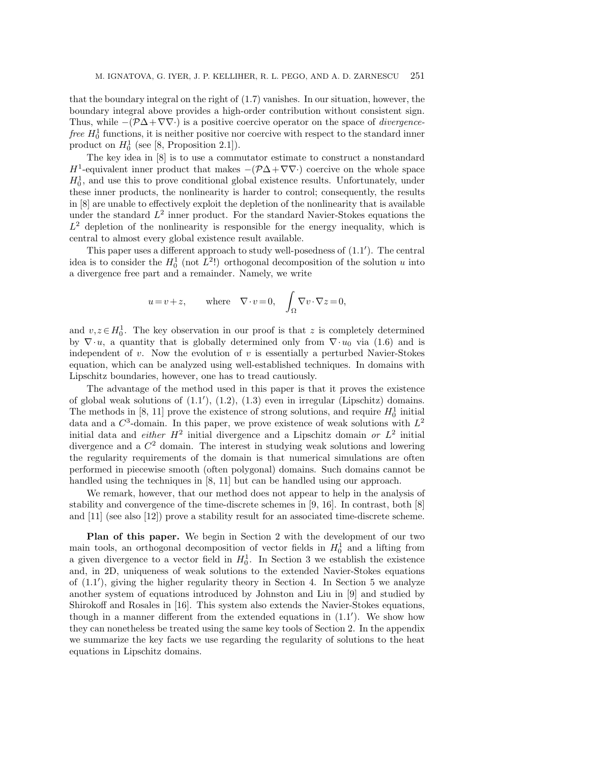that the boundary integral on the right of (1.7) vanishes. In our situation, however, the boundary integral above provides a high-order contribution without consistent sign. Thus, while $-(\mathcal{P}\Delta + \nabla\nabla\cdot)$ is a positive coercive operator on the space of *divergence-free* $H_0^1$ functions, it is neither positive nor coercive with respect to the standard inner product on $H_0^1$ (see [8, Proposition 2.1]).

The key idea in [8] is to use a commutator estimate to construct a nonstandard $H^1$-equivalent inner product that makes $-(\mathcal{P}\Delta + \nabla\nabla\cdot)$ coercive on the whole space $H_0^1$, and use this to prove conditional global existence results. Unfortunately, under these inner products, the nonlinearity is harder to control; consequently, the results in [8] are unable to effectively exploit the depletion of the nonlinearity that is available under the standard $L^2$ inner product. For the standard Navier-Stokes equations the $L^2$ depletion of the nonlinearity is responsible for the energy inequality, which is central to almost every global existence result available.

This paper uses a different approach to study well-posedness of (1.1′). The central idea is to consider the $H_0^1$ (not $L^2$!) orthogonal decomposition of the solution $u$ into a divergence free part and a remainder. Namely, we write

$$u = v + z, \qquad \text{where} \quad \nabla\cdot v = 0, \quad \int_\Omega \nabla v \cdot \nabla z = 0,$$

and $v, z \in H_0^1$. The key observation in our proof is that $z$ is completely determined by $\nabla\cdot u$, a quantity that is globally determined only from $\nabla\cdot u_0$ via (1.6) and is independent of $v$. Now the evolution of $v$ is essentially a perturbed Navier-Stokes equation, which can be analyzed using well-established techniques. In domains with Lipschitz boundaries, however, one has to tread cautiously.

The advantage of the method used in this paper is that it proves the existence of global weak solutions of (1.1′), (1.2), (1.3) even in irregular (Lipschitz) domains. The methods in [8, 11] prove the existence of strong solutions, and require $H_0^1$ initial data and a $C^3$-domain. In this paper, we prove existence of weak solutions with $L^2$ initial data and *either* $H^2$ initial divergence and a Lipschitz domain *or* $L^2$ initial divergence and a $C^2$ domain. The interest in studying weak solutions and lowering the regularity requirements of the domain is that numerical simulations are often performed in piecewise smooth (often polygonal) domains. Such domains cannot be handled using the techniques in [8, 11] but can be handled using our approach.

We remark, however, that our method does not appear to help in the analysis of stability and convergence of the time-discrete schemes in [9, 16]. In contrast, both [8] and [11] (see also [12]) prove a stability result for an associated time-discrete scheme.

**Plan of this paper.** We begin in Section 2 with the development of our two main tools, an orthogonal decomposition of vector fields in $H_0^1$ and a lifting from a given divergence to a vector field in $H_0^1$. In Section 3 we establish the existence and, in 2D, uniqueness of weak solutions to the extended Navier-Stokes equations of (1.1′), giving the higher regularity theory in Section 4. In Section 5 we analyze another system of equations introduced by Johnston and Liu in [9] and studied by Shirokoff and Rosales in [16]. This system also extends the Navier-Stokes equations, though in a manner different from the extended equations in (1.1′). We show how they can nonetheless be treated using the same key tools of Section 2. In the appendix we summarize the key facts we use regarding the regularity of solutions to the heat equations in Lipschitz domains.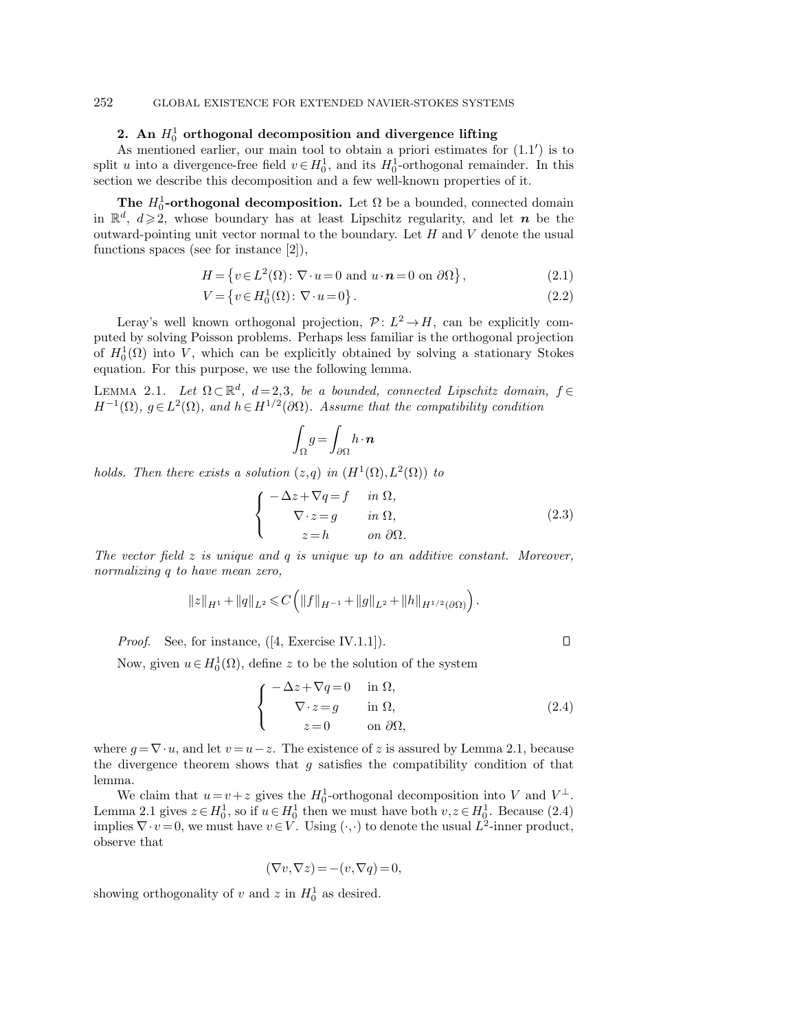## 2. An $H_0^1$ orthogonal decomposition and divergence lifting

As mentioned earlier, our main tool to obtain a priori estimates for (1.1′) is to split $u$ into a divergence-free field $v \in H_0^1$, and its $H_0^1$-orthogonal remainder. In this section we describe this decomposition and a few well-known properties of it.

**The $H_0^1$-orthogonal decomposition.** Let $\Omega$ be a bounded, connected domain in $\mathbb{R}^d$, $d \geqslant 2$, whose boundary has at least Lipschitz regularity, and let $\boldsymbol{n}$ be the outward-pointing unit vector normal to the boundary. Let $H$ and $V$ denote the usual functions spaces (see for instance [2]),

$$H = \left\{ v \in L^2(\Omega) \colon \nabla \cdot u = 0 \text{ and } u \cdot \boldsymbol{n} = 0 \text{ on } \partial\Omega \right\}, \tag{2.1}$$

$$V = \left\{ v \in H_0^1(\Omega) \colon \nabla \cdot u = 0 \right\}. \tag{2.2}$$

Leray's well known orthogonal projection, $\mathcal{P} \colon L^2 \to H$, can be explicitly computed by solving Poisson problems. Perhaps less familiar is the orthogonal projection of $H_0^1(\Omega)$ into $V$, which can be explicitly obtained by solving a stationary Stokes equation. For this purpose, we use the following lemma.

Lemma 2.1. *Let $\Omega \subset \mathbb{R}^d$, $d = 2,3$, be a bounded, connected Lipschitz domain, $f \in H^{-1}(\Omega)$, $g \in L^2(\Omega)$, and $h \in H^{1/2}(\partial\Omega)$. Assume that the compatibility condition*

$$\int_\Omega g = \int_{\partial\Omega} h \cdot \boldsymbol{n}$$

*holds. Then there exists a solution $(z,q)$ in $(H^1(\Omega), L^2(\Omega))$ to*

$$\left\{ \begin{aligned} -\Delta z + \nabla q &= f && \text{in } \Omega, \\ \nabla \cdot z &= g && \text{in } \Omega, \\ z &= h && \text{on } \partial\Omega. \end{aligned} \right. \tag{2.3}$$

*The vector field $z$ is unique and $q$ is unique up to an additive constant. Moreover, normalizing $q$ to have mean zero,*

$$\|z\|_{H^1} + \|q\|_{L^2} \leqslant C \left( \|f\|_{H^{-1}} + \|g\|_{L^2} + \|h\|_{H^{1/2}(\partial\Omega)} \right).$$

*Proof.* See, for instance, ([4, Exercise IV.1.1]). □

Now, given $u \in H_0^1(\Omega)$, define $z$ to be the solution of the system

$$\left\{ \begin{aligned} -\Delta z + \nabla q &= 0 && \text{in } \Omega, \\ \nabla \cdot z &= g && \text{in } \Omega, \\ z &= 0 && \text{on } \partial\Omega, \end{aligned} \right. \tag{2.4}$$

where $g = \nabla \cdot u$, and let $v = u - z$. The existence of $z$ is assured by Lemma 2.1, because the divergence theorem shows that $g$ satisfies the compatibility condition of that lemma.

We claim that $u = v + z$ gives the $H_0^1$-orthogonal decomposition into $V$ and $V^\perp$. Lemma 2.1 gives $z \in H_0^1$, so if $u \in H_0^1$ then we must have both $v, z \in H_0^1$. Because (2.4) implies $\nabla \cdot v = 0$, we must have $v \in V$. Using $(\cdot,\cdot)$ to denote the usual $L^2$-inner product, observe that

$$(\nabla v, \nabla z) = -(v, \nabla q) = 0,$$

showing orthogonality of $v$ and $z$ in $H_0^1$ as desired.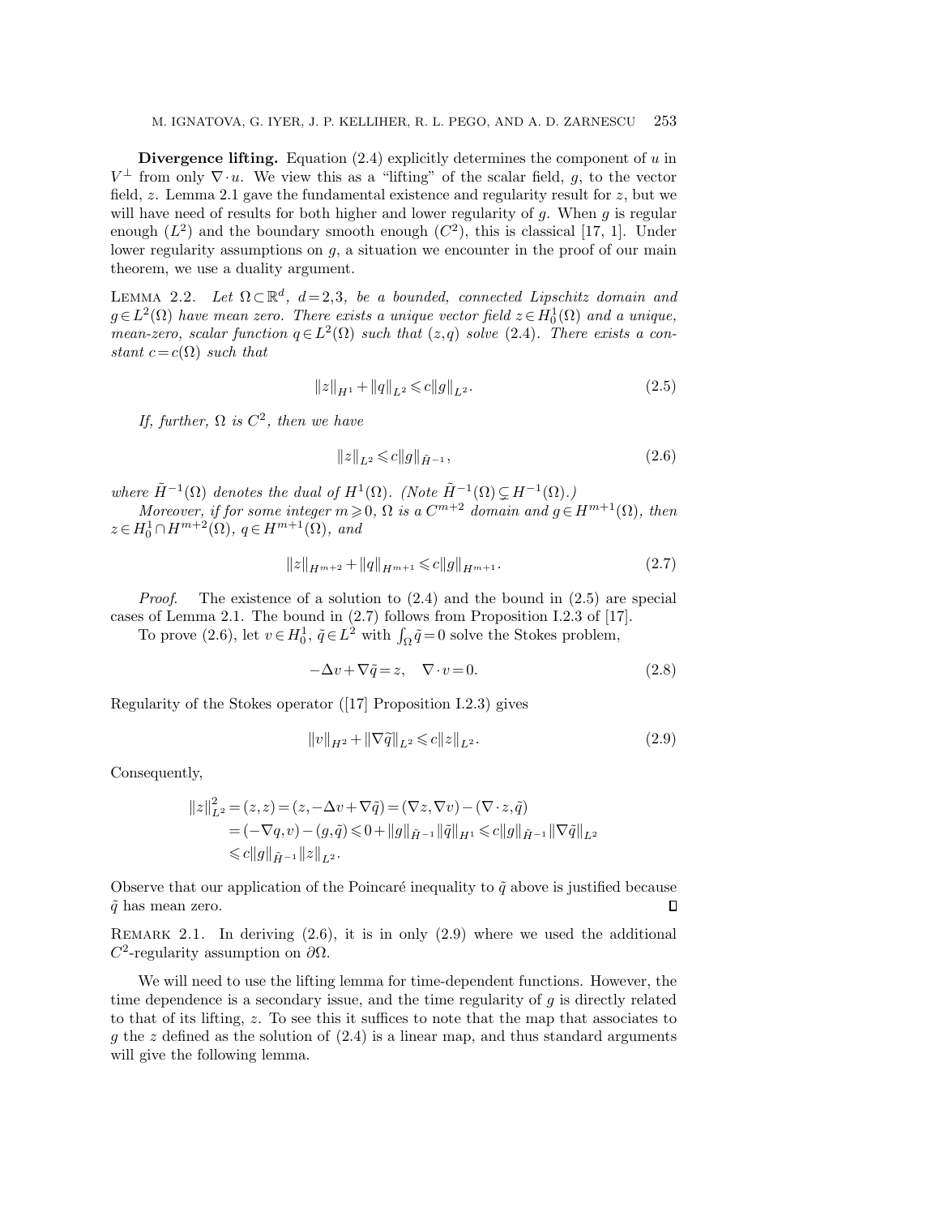**Divergence lifting.** Equation (2.4) explicitly determines the component of $u$ in $V^\perp$ from only $\nabla\cdot u$. We view this as a "lifting" of the scalar field, $g$, to the vector field, $z$. Lemma 2.1 gave the fundamental existence and regularity result for $z$, but we will have need of results for both higher and lower regularity of $g$. When $g$ is regular enough ($L^2$) and the boundary smooth enough ($C^2$), this is classical [17, 1]. Under lower regularity assumptions on $g$, a situation we encounter in the proof of our main theorem, we use a duality argument.

Lemma 2.2. *Let $\Omega\subset\mathbb{R}^d$, $d=2,3$, be a bounded, connected Lipschitz domain and $g\in L^2(\Omega)$ have mean zero. There exists a unique vector field $z\in H_0^1(\Omega)$ and a unique, mean-zero, scalar function $q\in L^2(\Omega)$ such that $(z,q)$ solve (2.4). There exists a constant $c=c(\Omega)$ such that*

$$\|z\|_{H^1}+\|q\|_{L^2}\leqslant c\|g\|_{L^2}. \tag{2.5}$$

*If, further, $\Omega$ is $C^2$, then we have*

$$\|z\|_{L^2}\leqslant c\|g\|_{\tilde{H}^{-1}}, \tag{2.6}$$

*where $\tilde{H}^{-1}(\Omega)$ denotes the dual of $H^1(\Omega)$. (Note $\tilde{H}^{-1}(\Omega)\subsetneq H^{-1}(\Omega)$.)*

*Moreover, if for some integer $m\geqslant 0$, $\Omega$ is a $C^{m+2}$ domain and $g\in H^{m+1}(\Omega)$, then $z\in H_0^1\cap H^{m+2}(\Omega)$, $q\in H^{m+1}(\Omega)$, and*

$$\|z\|_{H^{m+2}}+\|q\|_{H^{m+1}}\leqslant c\|g\|_{H^{m+1}}. \tag{2.7}$$

*Proof.* The existence of a solution to (2.4) and the bound in (2.5) are special cases of Lemma 2.1. The bound in (2.7) follows from Proposition I.2.3 of [17].

To prove (2.6), let $v\in H_0^1$, $\tilde{q}\in L^2$ with $\int_\Omega\tilde{q}=0$ solve the Stokes problem,

$$-\Delta v+\nabla\tilde{q}=z,\quad \nabla\cdot v=0. \tag{2.8}$$

Regularity of the Stokes operator ([17] Proposition I.2.3) gives

$$\|v\|_{H^2}+\|\nabla\tilde{q}\|_{L^2}\leqslant c\|z\|_{L^2}. \tag{2.9}$$

Consequently,

$$\begin{aligned}\|z\|_{L^2}^2&=(z,z)=(z,-\Delta v+\nabla\tilde{q})=(\nabla z,\nabla v)-(\nabla\cdot z,\tilde{q})\\&=(-\nabla q,v)-(g,\tilde{q})\leqslant 0+\|g\|_{\tilde{H}^{-1}}\|\tilde{q}\|_{H^1}\leqslant c\|g\|_{\tilde{H}^{-1}}\|\nabla\tilde{q}\|_{L^2}\\&\leqslant c\|g\|_{\tilde{H}^{-1}}\|z\|_{L^2}.\end{aligned}$$

Observe that our application of the Poincaré inequality to $\tilde{q}$ above is justified because $\tilde{q}$ has mean zero. ∎

Remark 2.1. In deriving (2.6), it is in only (2.9) where we used the additional $C^2$-regularity assumption on $\partial\Omega$.

We will need to use the lifting lemma for time-dependent functions. However, the time dependence is a secondary issue, and the time regularity of $g$ is directly related to that of its lifting, $z$. To see this it suffices to note that the map that associates to $g$ the $z$ defined as the solution of (2.4) is a linear map, and thus standard arguments will give the following lemma.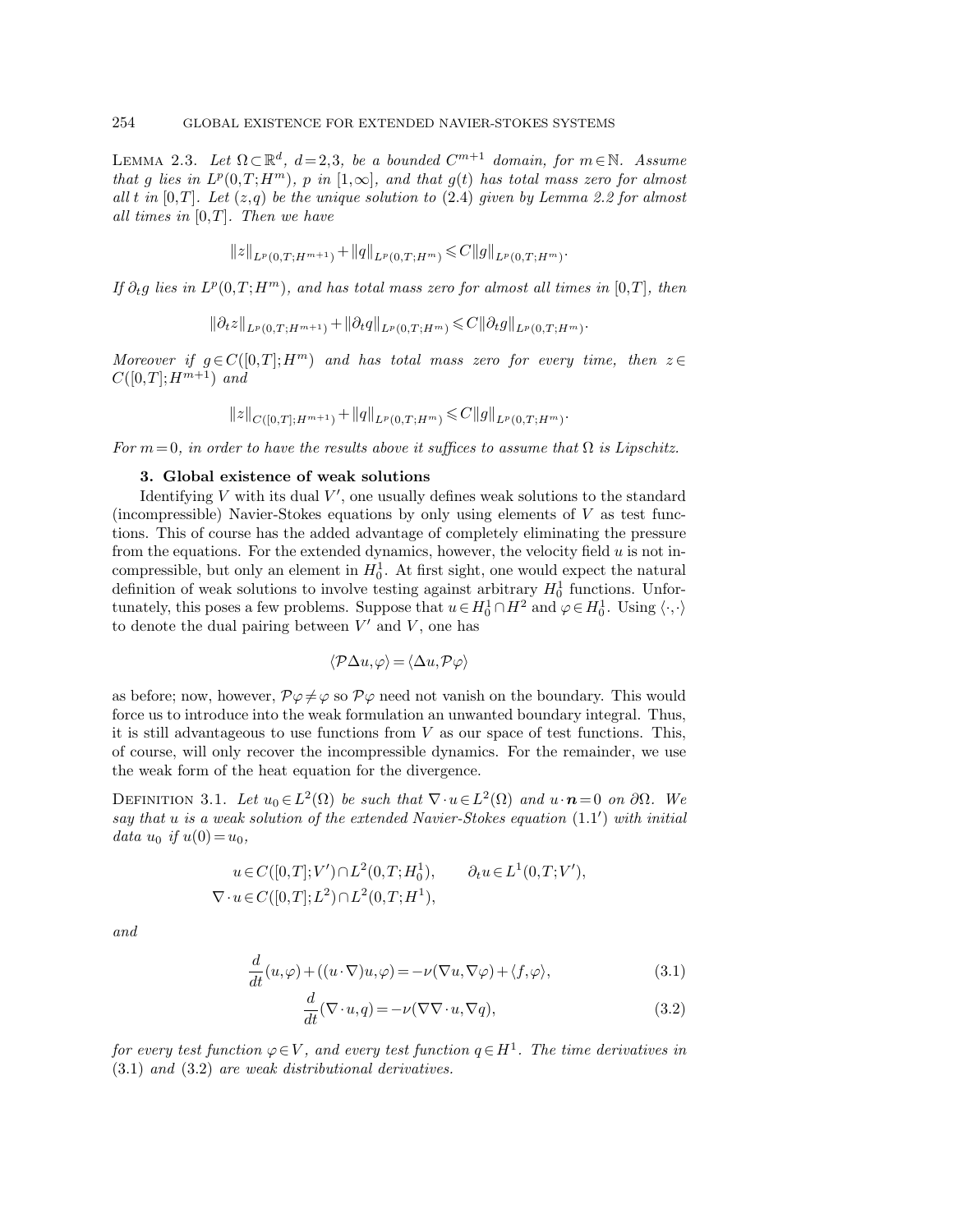LEMMA 2.3. *Let $\Omega\subset\mathbb{R}^d$, $d=2,3$, be a bounded $C^{m+1}$ domain, for $m\in\mathbb{N}$. Assume that $g$ lies in $L^p(0,T;H^m)$, $p$ in $[1,\infty]$, and that $g(t)$ has total mass zero for almost all $t$ in $[0,T]$. Let $(z,q)$ be the unique solution to (2.4) given by Lemma 2.2 for almost all times in $[0,T]$. Then we have*

$$\|z\|_{L^p(0,T;H^{m+1})}+\|q\|_{L^p(0,T;H^m)}\leqslant C\|g\|_{L^p(0,T;H^m)}.$$

*If $\partial_t g$ lies in $L^p(0,T;H^m)$, and has total mass zero for almost all times in $[0,T]$, then*

$$\|\partial_t z\|_{L^p(0,T;H^{m+1})}+\|\partial_t q\|_{L^p(0,T;H^m)}\leqslant C\|\partial_t g\|_{L^p(0,T;H^m)}.$$

*Moreover if $g\in C([0,T];H^m)$ and has total mass zero for every time, then $z\in C([0,T];H^{m+1})$ and*

$$\|z\|_{C([0,T];H^{m+1})}+\|q\|_{L^p(0,T;H^m)}\leqslant C\|g\|_{L^p(0,T;H^m)}.$$

*For $m=0$, in order to have the results above it suffices to assume that $\Omega$ is Lipschitz.*

## 3. Global existence of weak solutions

Identifying $V$ with its dual $V'$, one usually defines weak solutions to the standard (incompressible) Navier-Stokes equations by only using elements of $V$ as test functions. This of course has the added advantage of completely eliminating the pressure from the equations. For the extended dynamics, however, the velocity field $u$ is not incompressible, but only an element in $H_0^1$. At first sight, one would expect the natural definition of weak solutions to involve testing against arbitrary $H_0^1$ functions. Unfortunately, this poses a few problems. Suppose that $u\in H_0^1\cap H^2$ and $\varphi\in H_0^1$. Using $\langle\cdot,\cdot\rangle$ to denote the dual pairing between $V'$ and $V$, one has

$$\langle\mathcal{P}\Delta u,\varphi\rangle=\langle\Delta u,\mathcal{P}\varphi\rangle$$

as before; now, however, $\mathcal{P}\varphi\neq\varphi$ so $\mathcal{P}\varphi$ need not vanish on the boundary. This would force us to introduce into the weak formulation an unwanted boundary integral. Thus, it is still advantageous to use functions from $V$ as our space of test functions. This, of course, will only recover the incompressible dynamics. For the remainder, we use the weak form of the heat equation for the divergence.

DEFINITION 3.1. *Let $u_0\in L^2(\Omega)$ be such that $\nabla\cdot u\in L^2(\Omega)$ and $u\cdot\boldsymbol{n}=0$ on $\partial\Omega$. We say that $u$ is a weak solution of the extended Navier-Stokes equation (1.1′) with initial data $u_0$ if $u(0)=u_0$,*

$$u\in C([0,T];V')\cap L^2(0,T;H_0^1),\qquad \partial_t u\in L^1(0,T;V'),$$
$$\nabla\cdot u\in C([0,T];L^2)\cap L^2(0,T;H^1),$$

*and*

$$\frac{d}{dt}(u,\varphi)+((u\cdot\nabla)u,\varphi)=-\nu(\nabla u,\nabla\varphi)+\langle f,\varphi\rangle, \tag{3.1}$$

$$\frac{d}{dt}(\nabla\cdot u,q)=-\nu(\nabla\nabla\cdot u,\nabla q), \tag{3.2}$$

*for every test function $\varphi\in V$, and every test function $q\in H^1$. The time derivatives in (3.1) and (3.2) are weak distributional derivatives.*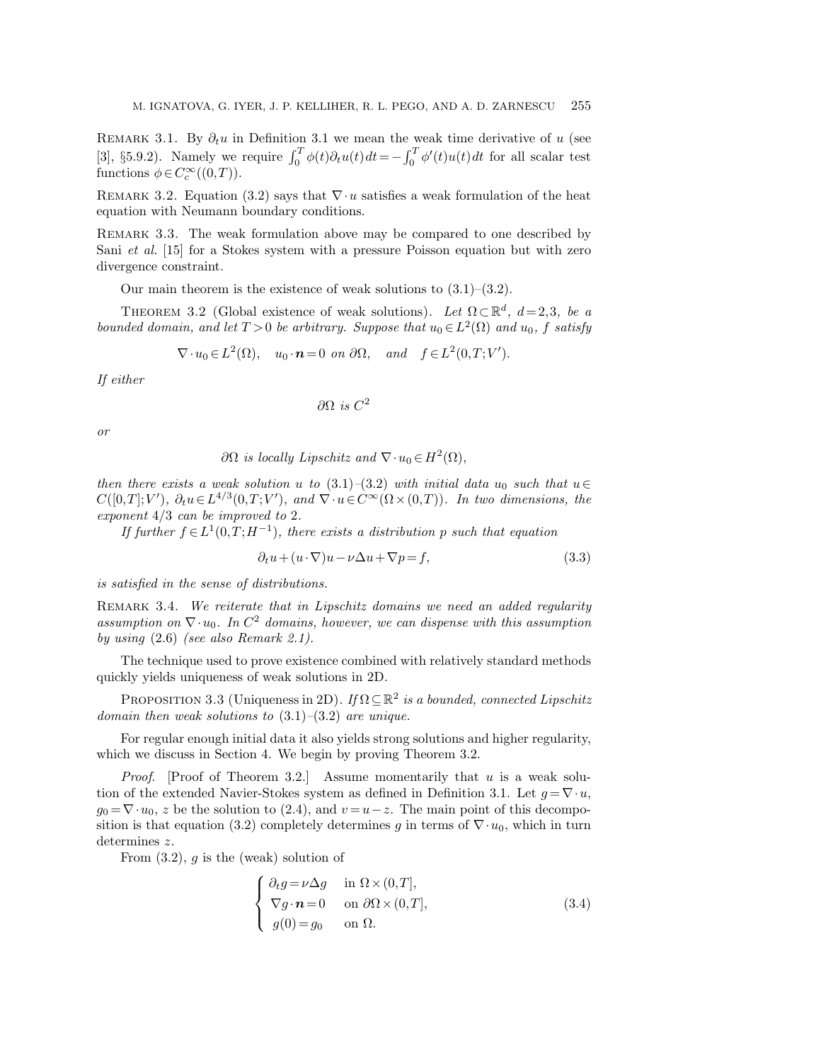Remark 3.1. By $\partial_t u$ in Definition 3.1 we mean the weak time derivative of $u$ (see [3], §5.9.2). Namely we require $\int_0^T \phi(t)\partial_t u(t)\,dt = -\int_0^T \phi'(t)u(t)\,dt$ for all scalar test functions $\phi \in C_c^\infty((0,T))$.

Remark 3.2. Equation (3.2) says that $\nabla \cdot u$ satisfies a weak formulation of the heat equation with Neumann boundary conditions.

Remark 3.3. The weak formulation above may be compared to one described by Sani *et al.* [15] for a Stokes system with a pressure Poisson equation but with zero divergence constraint.

Our main theorem is the existence of weak solutions to (3.1)–(3.2).

Theorem 3.2 (Global existence of weak solutions). *Let $\Omega \subset \mathbb{R}^d$, $d=2,3$, be a bounded domain, and let $T>0$ be arbitrary. Suppose that $u_0 \in L^2(\Omega)$ and $u_0$, $f$ satisfy*

$$\nabla \cdot u_0 \in L^2(\Omega), \quad u_0 \cdot \boldsymbol{n} = 0 \text{ on } \partial\Omega, \quad \text{and} \quad f \in L^2(0,T;V').$$

*If either*

$$\partial\Omega \text{ is } C^2$$

*or*

$$\partial\Omega \text{ is locally Lipschitz and } \nabla \cdot u_0 \in H^2(\Omega),$$

*then there exists a weak solution $u$ to (3.1)–(3.2) with initial data $u_0$ such that $u \in C([0,T];V')$, $\partial_t u \in L^{4/3}(0,T;V')$, and $\nabla \cdot u \in C^\infty(\Omega \times (0,T))$. In two dimensions, the exponent $4/3$ can be improved to $2$.*

*If further $f \in L^1(0,T;H^{-1})$, there exists a distribution $p$ such that equation*

$$\partial_t u + (u \cdot \nabla)u - \nu\Delta u + \nabla p = f, \tag{3.3}$$

*is satisfied in the sense of distributions.*

Remark 3.4. *We reiterate that in Lipschitz domains we need an added regularity assumption on $\nabla \cdot u_0$. In $C^2$ domains, however, we can dispense with this assumption by using (2.6) (see also Remark 2.1).*

The technique used to prove existence combined with relatively standard methods quickly yields uniqueness of weak solutions in 2D.

Proposition 3.3 (Uniqueness in 2D). *If $\Omega \subseteq \mathbb{R}^2$ is a bounded, connected Lipschitz domain then weak solutions to (3.1)–(3.2) are unique.*

For regular enough initial data it also yields strong solutions and higher regularity, which we discuss in Section 4. We begin by proving Theorem 3.2.

*Proof.* [Proof of Theorem 3.2.] Assume momentarily that $u$ is a weak solution of the extended Navier-Stokes system as defined in Definition 3.1. Let $g = \nabla \cdot u$, $g_0 = \nabla \cdot u_0$, $z$ be the solution to (2.4), and $v = u - z$. The main point of this decomposition is that equation (3.2) completely determines $g$ in terms of $\nabla \cdot u_0$, which in turn determines $z$.

From (3.2), $g$ is the (weak) solution of

$$\begin{cases} \partial_t g = \nu\Delta g & \text{in } \Omega \times (0,T], \\ \nabla g \cdot \boldsymbol{n} = 0 & \text{on } \partial\Omega \times (0,T], \\ g(0) = g_0 & \text{on } \Omega. \end{cases} \tag{3.4}$$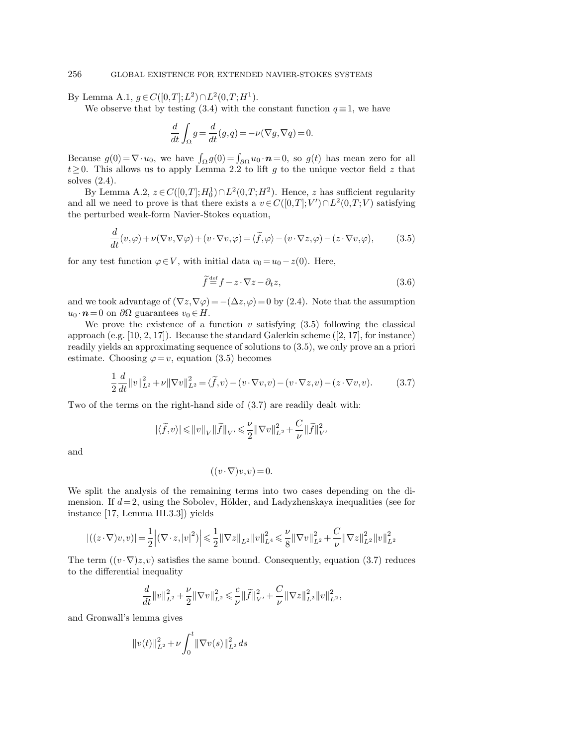By Lemma A.1, $g \in C([0,T];L^2) \cap L^2(0,T;H^1)$.

We observe that by testing (3.4) with the constant function $q \equiv 1$, we have

$$\frac{d}{dt}\int_\Omega g = \frac{d}{dt}(g,q) = -\nu(\nabla g, \nabla q) = 0.$$

Because $g(0) = \nabla \cdot u_0$, we have $\int_\Omega g(0) = \int_{\partial\Omega} u_0 \cdot \boldsymbol{n} = 0$, so $g(t)$ has mean zero for all $t \geq 0$. This allows us to apply Lemma 2.2 to lift $g$ to the unique vector field $z$ that solves (2.4).

By Lemma A.2, $z \in C([0,T];H_0^1) \cap L^2(0,T;H^2)$. Hence, $z$ has sufficient regularity and all we need to prove is that there exists a $v \in C([0,T];V') \cap L^2(0,T;V)$ satisfying the perturbed weak-form Navier-Stokes equation,

$$\frac{d}{dt}(v,\varphi) + \nu(\nabla v, \nabla \varphi) + (v \cdot \nabla v, \varphi) = \langle \widetilde{f}, \varphi \rangle - (v \cdot \nabla z, \varphi) - (z \cdot \nabla v, \varphi), \tag{3.5}$$

for any test function $\varphi \in V$, with initial data $v_0 = u_0 - z(0)$. Here,

$$\widetilde{f} \overset{\text{def}}{=} f - z \cdot \nabla z - \partial_t z, \tag{3.6}$$

and we took advantage of $(\nabla z, \nabla \varphi) = -(\Delta z, \varphi) = 0$ by (2.4). Note that the assumption $u_0 \cdot \boldsymbol{n} = 0$ on $\partial\Omega$ guarantees $v_0 \in H$.

We prove the existence of a function $v$ satisfying (3.5) following the classical approach (e.g. [10, 2, 17]). Because the standard Galerkin scheme ([2, 17], for instance) readily yields an approximating sequence of solutions to (3.5), we only prove an a priori estimate. Choosing $\varphi = v$, equation (3.5) becomes

$$\frac{1}{2}\frac{d}{dt}\|v\|_{L^2}^2 + \nu\|\nabla v\|_{L^2}^2 = \langle \widetilde{f}, v\rangle - (v \cdot \nabla v, v) - (v \cdot \nabla z, v) - (z \cdot \nabla v, v). \tag{3.7}$$

Two of the terms on the right-hand side of (3.7) are readily dealt with:

$$|\langle \widetilde{f}, v \rangle| \leqslant \|v\|_V \|\widetilde{f}\|_{V'} \leqslant \frac{\nu}{2}\|\nabla v\|_{L^2}^2 + \frac{C}{\nu}\|\widetilde{f}\|_{V'}^2$$

and

$$((v \cdot \nabla)v, v) = 0.$$

We split the analysis of the remaining terms into two cases depending on the dimension. If $d = 2$, using the Sobolev, Hölder, and Ladyzhenskaya inequalities (see for instance [17, Lemma III.3.3]) yields

$$|((z \cdot \nabla)v, v)| = \frac{1}{2}\left|(\nabla \cdot z, |v|^2)\right| \leqslant \frac{1}{2}\|\nabla z\|_{L^2}\|v\|_{L^4}^2 \leqslant \frac{\nu}{8}\|\nabla v\|_{L^2}^2 + \frac{C}{\nu}\|\nabla z\|_{L^2}^2\|v\|_{L^2}^2$$

The term $((v \cdot \nabla)z, v)$ satisfies the same bound. Consequently, equation (3.7) reduces to the differential inequality

$$\frac{d}{dt}\|v\|_{L^2}^2 + \frac{\nu}{2}\|\nabla v\|_{L^2}^2 \leqslant \frac{c}{\nu}\|\widetilde{f}\|_{V'}^2 + \frac{C}{\nu}\|\nabla z\|_{L^2}^2\|v\|_{L^2}^2,$$

and Gronwall's lemma gives

$$\|v(t)\|_{L^2}^2 + \nu\int_0^t \|\nabla v(s)\|_{L^2}^2\,ds$$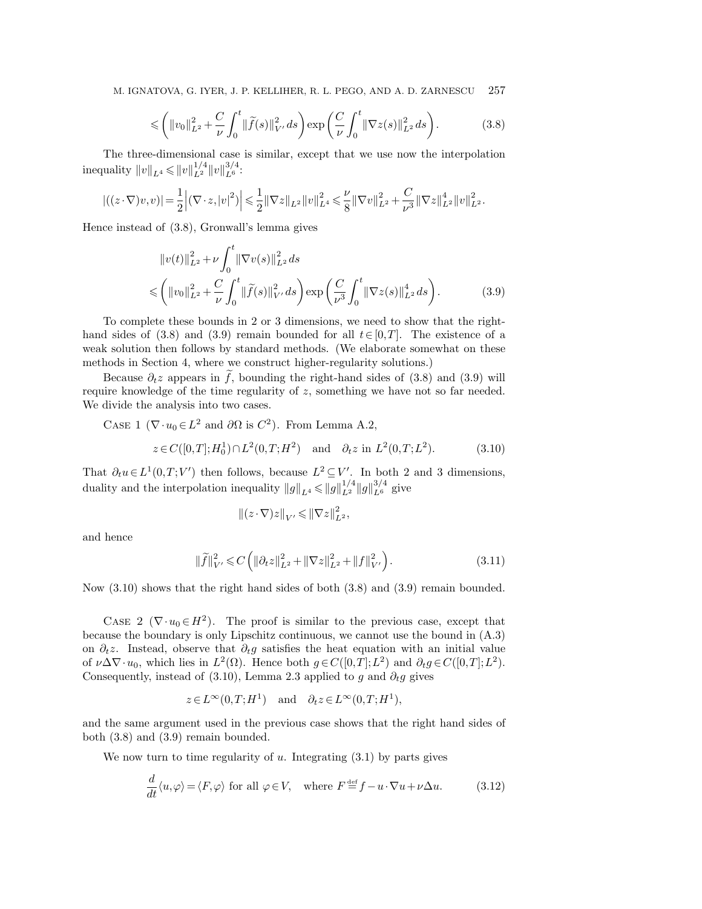$$\leqslant \left( \|v_0\|_{L^2}^2 + \frac{C}{\nu} \int_0^t \|\widetilde{f}(s)\|_{V'}^2 \, ds \right) \exp\left( \frac{C}{\nu} \int_0^t \|\nabla z(s)\|_{L^2}^2 \, ds \right). \tag{3.8}$$

The three-dimensional case is similar, except that we use now the interpolation inequality $\|v\|_{L^4} \leqslant \|v\|_{L^2}^{1/4} \|v\|_{L^6}^{3/4}$:

$$|((z\cdot\nabla)v,v)| = \frac{1}{2}\left|(\nabla\cdot z, |v|^2)\right| \leqslant \frac{1}{2}\|\nabla z\|_{L^2}\|v\|_{L^4}^2 \leqslant \frac{\nu}{8}\|\nabla v\|_{L^2}^2 + \frac{C}{\nu^3}\|\nabla z\|_{L^2}^4 \|v\|_{L^2}^2.$$

Hence instead of (3.8), Gronwall's lemma gives

$$\|v(t)\|_{L^2}^2 + \nu \int_0^t \|\nabla v(s)\|_{L^2}^2 \, ds$$
$$\leqslant \left( \|v_0\|_{L^2}^2 + \frac{C}{\nu} \int_0^t \|\widetilde{f}(s)\|_{V'}^2 \, ds \right) \exp\left( \frac{C}{\nu^3} \int_0^t \|\nabla z(s)\|_{L^2}^4 \, ds \right). \tag{3.9}$$

To complete these bounds in 2 or 3 dimensions, we need to show that the right-hand sides of (3.8) and (3.9) remain bounded for all $t \in [0,T]$. The existence of a weak solution then follows by standard methods. (We elaborate somewhat on these methods in Section 4, where we construct higher-regularity solutions.)

Because $\partial_t z$ appears in $\widetilde{f}$, bounding the right-hand sides of (3.8) and (3.9) will require knowledge of the time regularity of $z$, something we have not so far needed. We divide the analysis into two cases.

Case 1 ($\nabla\cdot u_0 \in L^2$ and $\partial\Omega$ is $C^2$). From Lemma A.2,

$$z \in C([0,T];H_0^1) \cap L^2(0,T;H^2) \quad \text{and} \quad \partial_t z \text{ in } L^2(0,T;L^2). \tag{3.10}$$

That $\partial_t u \in L^1(0,T;V')$ then follows, because $L^2 \subseteq V'$. In both 2 and 3 dimensions, duality and the interpolation inequality $\|g\|_{L^4} \leqslant \|g\|_{L^2}^{1/4} \|g\|_{L^6}^{3/4}$ give

$$\|(z\cdot\nabla)z\|_{V'} \leqslant \|\nabla z\|_{L^2}^2,$$

and hence

$$\|\widetilde{f}\|_{V'}^2 \leqslant C\left( \|\partial_t z\|_{L^2}^2 + \|\nabla z\|_{L^2}^2 + \|f\|_{V'}^2 \right). \tag{3.11}$$

Now (3.10) shows that the right hand sides of both (3.8) and (3.9) remain bounded.

Case 2 ($\nabla\cdot u_0 \in H^2$). The proof is similar to the previous case, except that because the boundary is only Lipschitz continuous, we cannot use the bound in (A.3) on $\partial_t z$. Instead, observe that $\partial_t g$ satisfies the heat equation with an initial value of $\nu\Delta\nabla\cdot u_0$, which lies in $L^2(\Omega)$. Hence both $g \in C([0,T];L^2)$ and $\partial_t g \in C([0,T];L^2)$. Consequently, instead of (3.10), Lemma 2.3 applied to $g$ and $\partial_t g$ gives

$$z \in L^\infty(0,T;H^1) \quad \text{and} \quad \partial_t z \in L^\infty(0,T;H^1),$$

and the same argument used in the previous case shows that the right hand sides of both (3.8) and (3.9) remain bounded.

We now turn to time regularity of $u$. Integrating (3.1) by parts gives

$$\frac{d}{dt}\langle u,\varphi\rangle = \langle F,\varphi\rangle \text{ for all } \varphi \in V, \quad \text{where } F \stackrel{\text{def}}{=} f - u\cdot\nabla u + \nu\Delta u. \tag{3.12}$$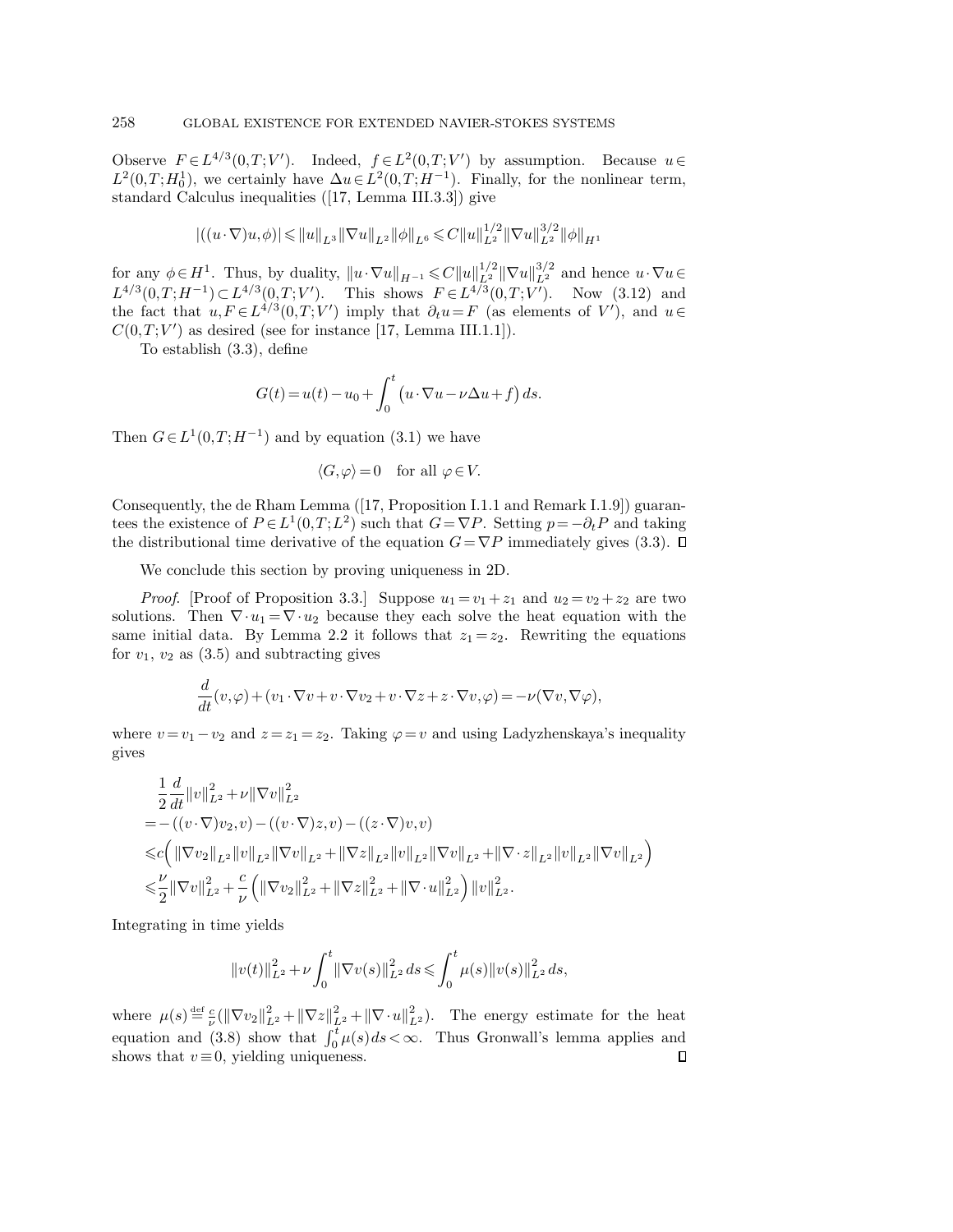Observe $F \in L^{4/3}(0,T;V')$. Indeed, $f \in L^2(0,T;V')$ by assumption. Because $u \in L^2(0,T;H_0^1)$, we certainly have $\Delta u \in L^2(0,T;H^{-1})$. Finally, for the nonlinear term, standard Calculus inequalities ([17, Lemma III.3.3]) give

$$|((u\cdot\nabla)u,\phi)| \leqslant \|u\|_{L^3}\|\nabla u\|_{L^2}\|\phi\|_{L^6} \leqslant C\|u\|_{L^2}^{1/2}\|\nabla u\|_{L^2}^{3/2}\|\phi\|_{H^1}$$

for any $\phi \in H^1$. Thus, by duality, $\|u\cdot\nabla u\|_{H^{-1}} \leqslant C\|u\|_{L^2}^{1/2}\|\nabla u\|_{L^2}^{3/2}$ and hence $u\cdot\nabla u \in L^{4/3}(0,T;H^{-1}) \subset L^{4/3}(0,T;V')$. This shows $F \in L^{4/3}(0,T;V')$. Now (3.12) and the fact that $u, F \in L^{4/3}(0,T;V')$ imply that $\partial_t u = F$ (as elements of $V'$), and $u \in C(0,T;V')$ as desired (see for instance [17, Lemma III.1.1]).

To establish (3.3), define

$$G(t) = u(t) - u_0 + \int_0^t \left(u\cdot\nabla u - \nu\Delta u + f\right)ds.$$

Then $G \in L^1(0,T;H^{-1})$ and by equation (3.1) we have

$$\langle G, \varphi\rangle = 0 \quad \text{for all } \varphi \in V.$$

Consequently, the de Rham Lemma ([17, Proposition I.1.1 and Remark I.1.9]) guarantees the existence of $P \in L^1(0,T;L^2)$ such that $G = \nabla P$. Setting $p = -\partial_t P$ and taking the distributional time derivative of the equation $G = \nabla P$ immediately gives (3.3). ☐

We conclude this section by proving uniqueness in 2D.

*Proof*. [Proof of Proposition 3.3.] Suppose $u_1 = v_1 + z_1$ and $u_2 = v_2 + z_2$ are two solutions. Then $\nabla\cdot u_1 = \nabla\cdot u_2$ because they each solve the heat equation with the same initial data. By Lemma 2.2 it follows that $z_1 = z_2$. Rewriting the equations for $v_1$, $v_2$ as (3.5) and subtracting gives

$$\frac{d}{dt}(v,\varphi) + (v_1\cdot\nabla v + v\cdot\nabla v_2 + v\cdot\nabla z + z\cdot\nabla v, \varphi) = -\nu(\nabla v, \nabla\varphi),$$

where $v = v_1 - v_2$ and $z = z_1 = z_2$. Taking $\varphi = v$ and using Ladyzhenskaya's inequality gives

$$\begin{aligned}
&\frac{1}{2}\frac{d}{dt}\|v\|_{L^2}^2 + \nu\|\nabla v\|_{L^2}^2 \\
&= -((v\cdot\nabla)v_2, v) - ((v\cdot\nabla)z, v) - ((z\cdot\nabla)v, v) \\
&\leqslant c\Big(\|\nabla v_2\|_{L^2}\|v\|_{L^2}\|\nabla v\|_{L^2} + \|\nabla z\|_{L^2}\|v\|_{L^2}\|\nabla v\|_{L^2} + \|\nabla\cdot z\|_{L^2}\|v\|_{L^2}\|\nabla v\|_{L^2}\Big) \\
&\leqslant \frac{\nu}{2}\|\nabla v\|_{L^2}^2 + \frac{c}{\nu}\left(\|\nabla v_2\|_{L^2}^2 + \|\nabla z\|_{L^2}^2 + \|\nabla\cdot u\|_{L^2}^2\right)\|v\|_{L^2}^2.
\end{aligned}$$

Integrating in time yields

$$\|v(t)\|_{L^2}^2 + \nu\int_0^t \|\nabla v(s)\|_{L^2}^2\,ds \leqslant \int_0^t \mu(s)\|v(s)\|_{L^2}^2\,ds,$$

where $\mu(s) \stackrel{\text{def}}{=} \frac{c}{\nu}(\|\nabla v_2\|_{L^2}^2 + \|\nabla z\|_{L^2}^2 + \|\nabla\cdot u\|_{L^2}^2)$. The energy estimate for the heat equation and (3.8) show that $\int_0^t \mu(s)\,ds < \infty$. Thus Gronwall's lemma applies and shows that $v \equiv 0$, yielding uniqueness. ☐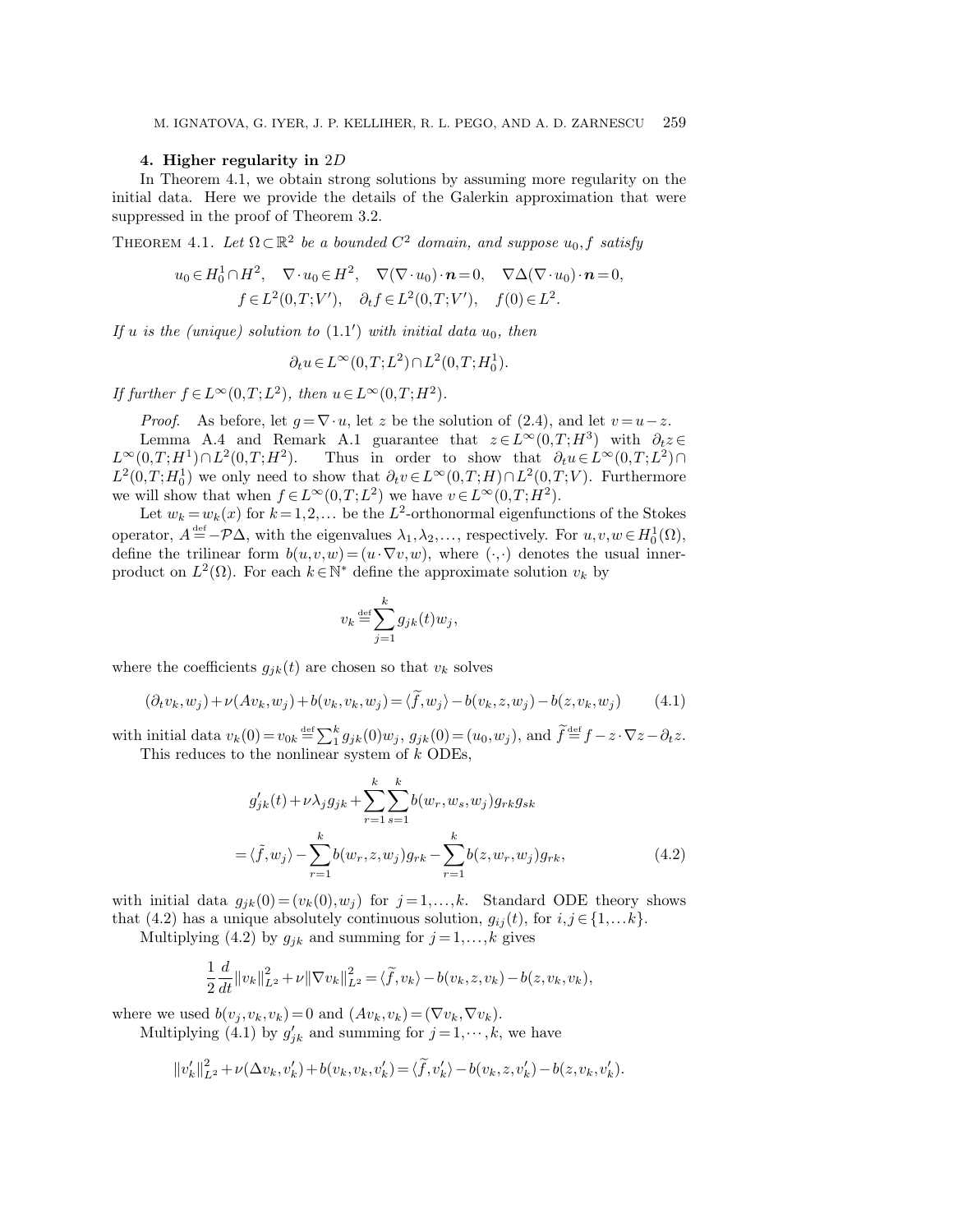## 4. Higher regularity in $2D$

In Theorem 4.1, we obtain strong solutions by assuming more regularity on the initial data. Here we provide the details of the Galerkin approximation that were suppressed in the proof of Theorem 3.2.

**Theorem 4.1.** *Let $\Omega \subset \mathbb{R}^2$ be a bounded $C^2$ domain, and suppose $u_0, f$ satisfy*

$$u_0 \in H_0^1 \cap H^2, \quad \nabla \cdot u_0 \in H^2, \quad \nabla(\nabla \cdot u_0) \cdot \boldsymbol{n} = 0, \quad \nabla \Delta(\nabla \cdot u_0) \cdot \boldsymbol{n} = 0,$$
$$f \in L^2(0,T;V'), \quad \partial_t f \in L^2(0,T;V'), \quad f(0) \in L^2.$$

*If $u$ is the (unique) solution to $(1.1')$ with initial data $u_0$, then*

$$\partial_t u \in L^\infty(0,T;L^2) \cap L^2(0,T;H_0^1).$$

*If further $f \in L^\infty(0,T;L^2)$, then $u \in L^\infty(0,T;H^2)$.*

*Proof.* As before, let $g = \nabla \cdot u$, let $z$ be the solution of (2.4), and let $v = u - z$.

Lemma A.4 and Remark A.1 guarantee that $z \in L^\infty(0,T;H^3)$ with $\partial_t z \in L^\infty(0,T;H^1) \cap L^2(0,T;H^2)$. Thus in order to show that $\partial_t u \in L^\infty(0,T;L^2) \cap L^2(0,T;H_0^1)$ we only need to show that $\partial_t v \in L^\infty(0,T;H) \cap L^2(0,T;V)$. Furthermore we will show that when $f \in L^\infty(0,T;L^2)$ we have $v \in L^\infty(0,T;H^2)$.

Let $w_k = w_k(x)$ for $k = 1,2,\ldots$ be the $L^2$-orthonormal eigenfunctions of the Stokes operator, $A \stackrel{\text{def}}{=} -\mathcal{P}\Delta$, with the eigenvalues $\lambda_1, \lambda_2, \ldots$, respectively. For $u,v,w \in H_0^1(\Omega)$, define the trilinear form $b(u,v,w) = (u \cdot \nabla v, w)$, where $(\cdot,\cdot)$ denotes the usual inner-product on $L^2(\Omega)$. For each $k \in \mathbb{N}^*$ define the approximate solution $v_k$ by

$$v_k \stackrel{\text{def}}{=} \sum_{j=1}^k g_{jk}(t) w_j,$$

where the coefficients $g_{jk}(t)$ are chosen so that $v_k$ solves

$$(\partial_t v_k, w_j) + \nu(A v_k, w_j) + b(v_k, v_k, w_j) = \langle \widetilde{f}, w_j \rangle - b(v_k, z, w_j) - b(z, v_k, w_j) \tag{4.1}$$

with initial data $v_k(0) = v_{0k} \stackrel{\text{def}}{=} \sum_1^k g_{jk}(0) w_j$, $g_{jk}(0) = (u_0, w_j)$, and $\widetilde{f} \stackrel{\text{def}}{=} f - z \cdot \nabla z - \partial_t z$.

This reduces to the nonlinear system of $k$ ODEs,

$$\begin{aligned} g_{jk}'(t) &+ \nu \lambda_j g_{jk} + \sum_{r=1}^k \sum_{s=1}^k b(w_r, w_s, w_j) g_{rk} g_{sk} \\ &= \langle \tilde{f}, w_j \rangle - \sum_{r=1}^k b(w_r, z, w_j) g_{rk} - \sum_{r=1}^k b(z, w_r, w_j) g_{rk}, \end{aligned} \tag{4.2}$$

with initial data $g_{jk}(0) = (v_k(0), w_j)$ for $j = 1, \ldots, k$. Standard ODE theory shows that (4.2) has a unique absolutely continuous solution, $g_{ij}(t)$, for $i,j \in \{1, \ldots k\}$.

Multiplying (4.2) by $g_{jk}$ and summing for $j = 1, \ldots, k$ gives

$$\frac{1}{2}\frac{d}{dt}\|v_k\|_{L^2}^2 + \nu \|\nabla v_k\|_{L^2}^2 = \langle \widetilde{f}, v_k \rangle - b(v_k, z, v_k) - b(z, v_k, v_k),$$

where we used $b(v_j, v_k, v_k) = 0$ and $(A v_k, v_k) = (\nabla v_k, \nabla v_k)$.

Multiplying (4.1) by $g_{jk}'$ and summing for $j = 1, \cdots, k$, we have

$$\|v_k'\|_{L^2}^2 + \nu(\Delta v_k, v_k') + b(v_k, v_k, v_k') = \langle \widetilde{f}, v_k' \rangle - b(v_k, z, v_k') - b(z, v_k, v_k').$$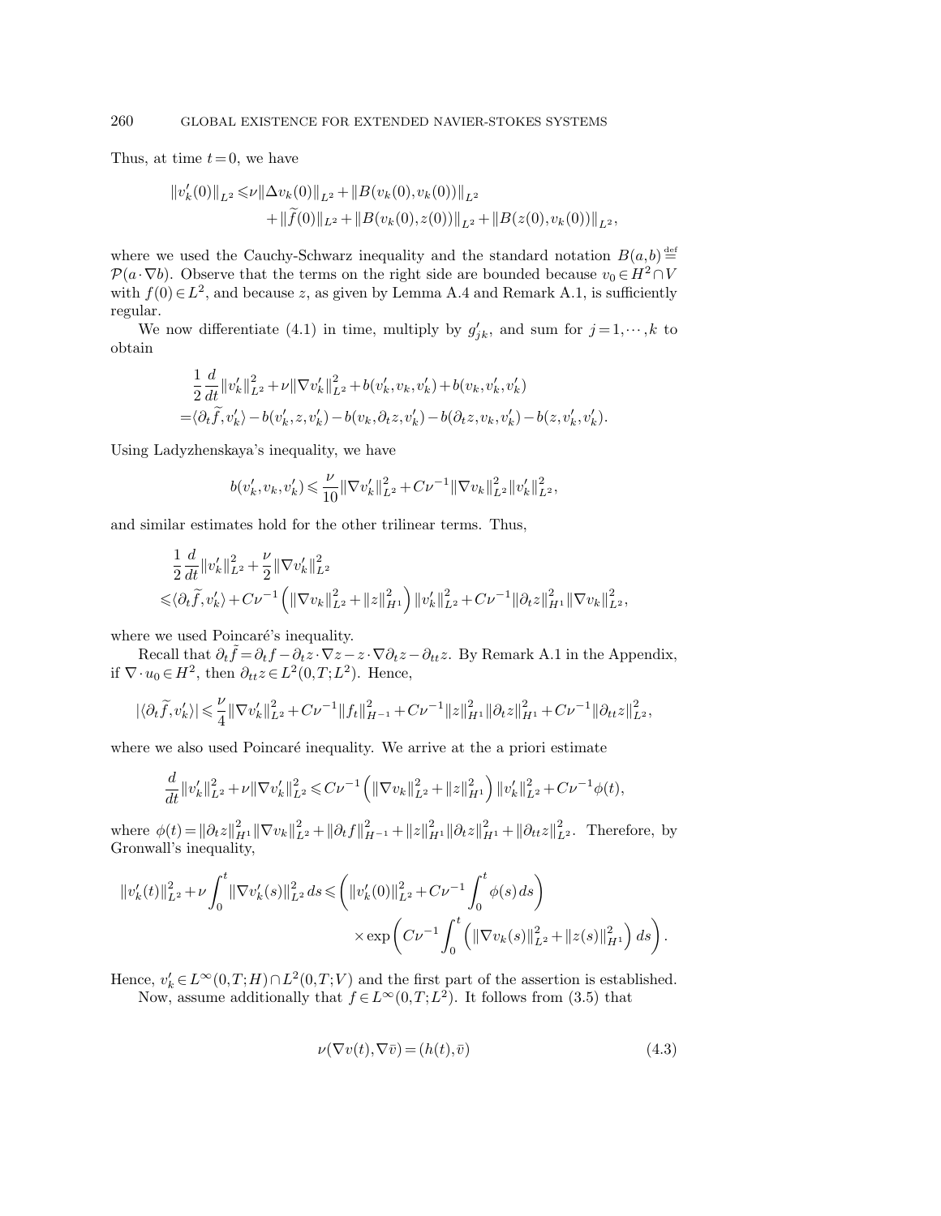Thus, at time $t=0$, we have

$$
\begin{aligned}
\|v_k'(0)\|_{L^2} \leqslant & \nu \|\Delta v_k(0)\|_{L^2} + \|B(v_k(0),v_k(0))\|_{L^2} \\
& + \|\widetilde{f}(0)\|_{L^2} + \|B(v_k(0),z(0))\|_{L^2} + \|B(z(0),v_k(0))\|_{L^2},
\end{aligned}
$$

where we used the Cauchy-Schwarz inequality and the standard notation $B(a,b) \overset{\text{def}}{=} \mathcal{P}(a\cdot\nabla b)$. Observe that the terms on the right side are bounded because $v_0 \in H^2 \cap V$ with $f(0) \in L^2$, and because $z$, as given by Lemma A.4 and Remark A.1, is sufficiently regular.

We now differentiate (4.1) in time, multiply by $g_{jk}'$, and sum for $j=1,\cdots,k$ to obtain

$$
\begin{aligned}
& \frac{1}{2}\frac{d}{dt}\|v_k'\|_{L^2}^2 + \nu \|\nabla v_k'\|_{L^2}^2 + b(v_k', v_k, v_k') + b(v_k, v_k', v_k') \\
= & \langle \partial_t \widetilde{f}, v_k' \rangle - b(v_k', z, v_k') - b(v_k, \partial_t z, v_k') - b(\partial_t z, v_k, v_k') - b(z, v_k', v_k').
\end{aligned}
$$

Using Ladyzhenskaya's inequality, we have

$$
b(v_k', v_k, v_k') \leqslant \frac{\nu}{10}\|\nabla v_k'\|_{L^2}^2 + C\nu^{-1}\|\nabla v_k\|_{L^2}^2 \|v_k'\|_{L^2}^2,
$$

and similar estimates hold for the other trilinear terms. Thus,

$$
\begin{aligned}
& \frac{1}{2}\frac{d}{dt}\|v_k'\|_{L^2}^2 + \frac{\nu}{2}\|\nabla v_k'\|_{L^2}^2 \\
\leqslant & \langle \partial_t \widetilde{f}, v_k' \rangle + C\nu^{-1}\left(\|\nabla v_k\|_{L^2}^2 + \|z\|_{H^1}^2\right)\|v_k'\|_{L^2}^2 + C\nu^{-1}\|\partial_t z\|_{H^1}^2 \|\nabla v_k\|_{L^2}^2,
\end{aligned}
$$

where we used Poincaré's inequality.

Recall that $\partial_t \widetilde{f} = \partial_t f - \partial_t z \cdot \nabla z - z \cdot \nabla \partial_t z - \partial_{tt} z$. By Remark A.1 in the Appendix, if $\nabla \cdot u_0 \in H^2$, then $\partial_{tt} z \in L^2(0,T;L^2)$. Hence,

$$
|\langle \partial_t \widetilde{f}, v_k' \rangle| \leqslant \frac{\nu}{4}\|\nabla v_k'\|_{L^2}^2 + C\nu^{-1}\|f_t\|_{H^{-1}}^2 + C\nu^{-1}\|z\|_{H^1}^2 \|\partial_t z\|_{H^1}^2 + C\nu^{-1}\|\partial_{tt} z\|_{L^2}^2,
$$

where we also used Poincaré inequality. We arrive at the a priori estimate

$$
\frac{d}{dt}\|v_k'\|_{L^2}^2 + \nu \|\nabla v_k'\|_{L^2}^2 \leqslant C\nu^{-1}\left(\|\nabla v_k\|_{L^2}^2 + \|z\|_{H^1}^2\right)\|v_k'\|_{L^2}^2 + C\nu^{-1}\phi(t),
$$

where $\phi(t) = \|\partial_t z\|_{H^1}^2 \|\nabla v_k\|_{L^2}^2 + \|\partial_t f\|_{H^{-1}}^2 + \|z\|_{H^1}^2 \|\partial_t z\|_{H^1}^2 + \|\partial_{tt} z\|_{L^2}^2$. Therefore, by Gronwall's inequality,

$$
\begin{aligned}
\|v_k'(t)\|_{L^2}^2 + \nu \int_0^t \|\nabla v_k'(s)\|_{L^2}^2 \, ds \leqslant & \left(\|v_k'(0)\|_{L^2}^2 + C\nu^{-1}\int_0^t \phi(s)\, ds\right) \\
& \times \exp\left(C\nu^{-1}\int_0^t \left(\|\nabla v_k(s)\|_{L^2}^2 + \|z(s)\|_{H^1}^2\right) ds\right).
\end{aligned}
$$

Hence, $v_k' \in L^\infty(0,T;H) \cap L^2(0,T;V)$ and the first part of the assertion is established.

Now, assume additionally that $f \in L^\infty(0,T;L^2)$. It follows from (3.5) that

$$
\nu(\nabla v(t), \nabla \bar{v}) = (h(t), \bar{v}) \tag{4.3}
$$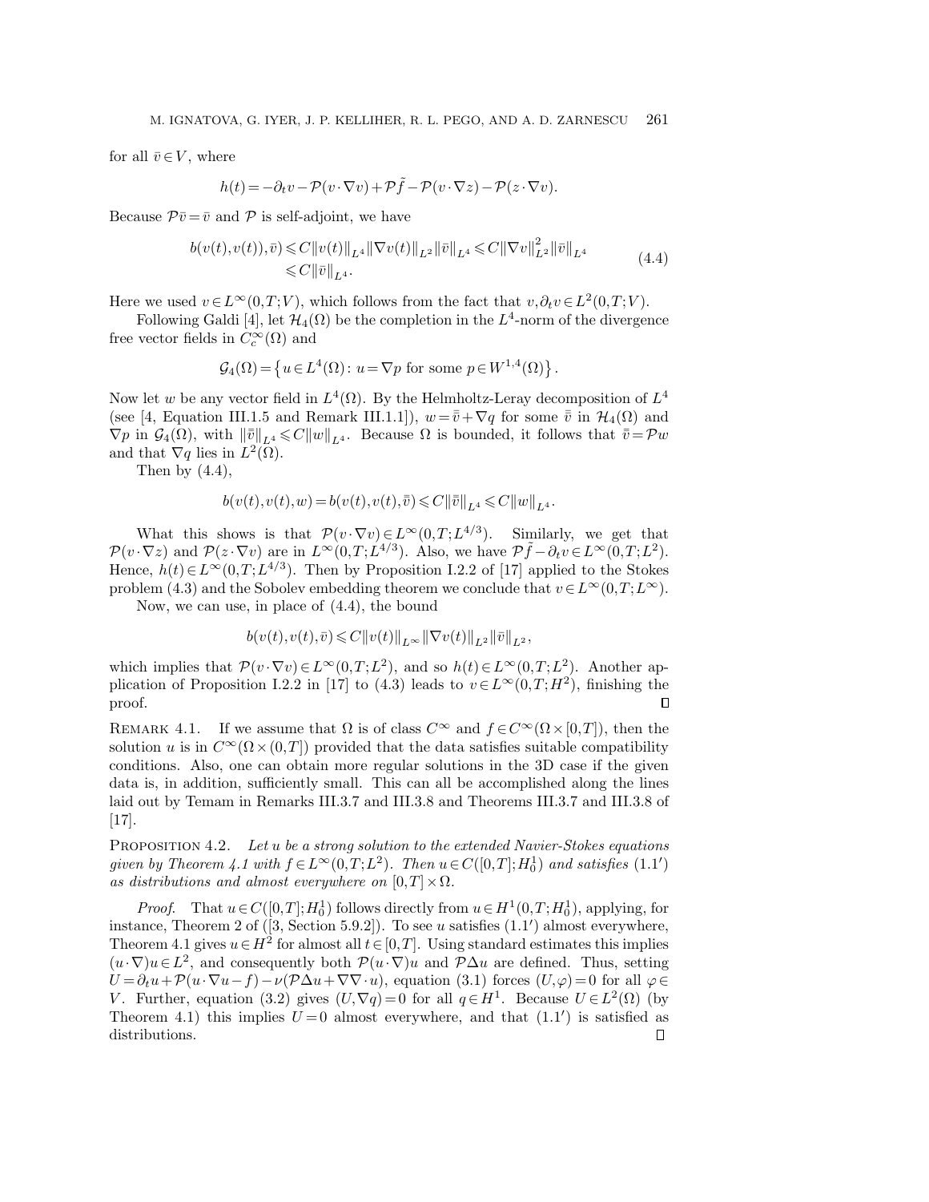for all $\bar{v} \in V$, where

$$h(t) = -\partial_t v - \mathcal{P}(v \cdot \nabla v) + \mathcal{P}\tilde{f} - \mathcal{P}(v \cdot \nabla z) - \mathcal{P}(z \cdot \nabla v).$$

Because $\mathcal{P}\bar{v} = \bar{v}$ and $\mathcal{P}$ is self-adjoint, we have

$$\begin{aligned} b(v(t), v(t)), \bar{v}) &\leqslant C\|v(t)\|_{L^4} \|\nabla v(t)\|_{L^2} \|\bar{v}\|_{L^4} \leqslant C\|\nabla v\|_{L^2}^2 \|\bar{v}\|_{L^4} \\ &\leqslant C\|\bar{v}\|_{L^4}. \end{aligned} \tag{4.4}$$

Here we used $v \in L^\infty(0,T;V)$, which follows from the fact that $v, \partial_t v \in L^2(0,T;V)$.

Following Galdi [4], let $\mathcal{H}_4(\Omega)$ be the completion in the $L^4$-norm of the divergence free vector fields in $C_c^\infty(\Omega)$ and

$$\mathcal{G}_4(\Omega) = \left\{ u \in L^4(\Omega) \colon u = \nabla p \text{ for some } p \in W^{1,4}(\Omega) \right\}.$$

Now let $w$ be any vector field in $L^4(\Omega)$. By the Helmholtz-Leray decomposition of $L^4$ (see [4, Equation III.1.5 and Remark III.1.1]), $w = \bar{\bar{v}} + \nabla q$ for some $\bar{\bar{v}}$ in $\mathcal{H}_4(\Omega)$ and $\nabla p$ in $\mathcal{G}_4(\Omega)$, with $\|\bar{\bar{v}}\|_{L^4} \leqslant C\|w\|_{L^4}$. Because $\Omega$ is bounded, it follows that $\bar{\bar{v}} = \mathcal{P}w$ and that $\nabla q$ lies in $L^2(\Omega)$.

Then by (4.4),

$$b(v(t), v(t), w) = b(v(t), v(t), \bar{\bar{v}}) \leqslant C\|\bar{\bar{v}}\|_{L^4} \leqslant C\|w\|_{L^4}.$$

What this shows is that $\mathcal{P}(v \cdot \nabla v) \in L^\infty(0,T;L^{4/3})$. Similarly, we get that $\mathcal{P}(v \cdot \nabla z)$ and $\mathcal{P}(z \cdot \nabla v)$ are in $L^\infty(0,T;L^{4/3})$. Also, we have $\mathcal{P}\tilde{f} - \partial_t v \in L^\infty(0,T;L^2)$. Hence, $h(t) \in L^\infty(0,T;L^{4/3})$. Then by Proposition I.2.2 of [17] applied to the Stokes problem (4.3) and the Sobolev embedding theorem we conclude that $v \in L^\infty(0,T;L^\infty)$.

Now, we can use, in place of (4.4), the bound

$$b(v(t), v(t), \bar{v}) \leqslant C\|v(t)\|_{L^\infty} \|\nabla v(t)\|_{L^2} \|\bar{v}\|_{L^2},$$

which implies that $\mathcal{P}(v \cdot \nabla v) \in L^\infty(0,T;L^2)$, and so $h(t) \in L^\infty(0,T;L^2)$. Another application of Proposition I.2.2 in [17] to (4.3) leads to $v \in L^\infty(0,T;H^2)$, finishing the proof. $\square$

Remark 4.1. If we assume that $\Omega$ is of class $C^\infty$ and $f \in C^\infty(\Omega \times [0,T])$, then the solution $u$ is in $C^\infty(\Omega \times (0,T])$ provided that the data satisfies suitable compatibility conditions. Also, one can obtain more regular solutions in the 3D case if the given data is, in addition, sufficiently small. This can all be accomplished along the lines laid out by Temam in Remarks III.3.7 and III.3.8 and Theorems III.3.7 and III.3.8 of [17].

Proposition 4.2. *Let $u$ be a strong solution to the extended Navier-Stokes equations given by Theorem 4.1 with $f \in L^\infty(0,T;L^2)$. Then $u \in C([0,T];H_0^1)$ and satisfies (1.1′) as distributions and almost everywhere on $[0,T] \times \Omega$.*

*Proof.* That $u \in C([0,T];H_0^1)$ follows directly from $u \in H^1(0,T;H_0^1)$, applying, for instance, Theorem 2 of ([3, Section 5.9.2]). To see $u$ satisfies (1.1′) almost everywhere, Theorem 4.1 gives $u \in H^2$ for almost all $t \in [0,T]$. Using standard estimates this implies $(u \cdot \nabla) u \in L^2$, and consequently both $\mathcal{P}(u \cdot \nabla)u$ and $\mathcal{P}\Delta u$ are defined. Thus, setting $U = \partial_t u + \mathcal{P}(u \cdot \nabla u - f) - \nu(\mathcal{P}\Delta u + \nabla \nabla \cdot u)$, equation (3.1) forces $(U, \varphi) = 0$ for all $\varphi \in V$. Further, equation (3.2) gives $(U, \nabla q) = 0$ for all $q \in H^1$. Because $U \in L^2(\Omega)$ (by Theorem 4.1) this implies $U = 0$ almost everywhere, and that (1.1′) is satisfied as distributions. $\square$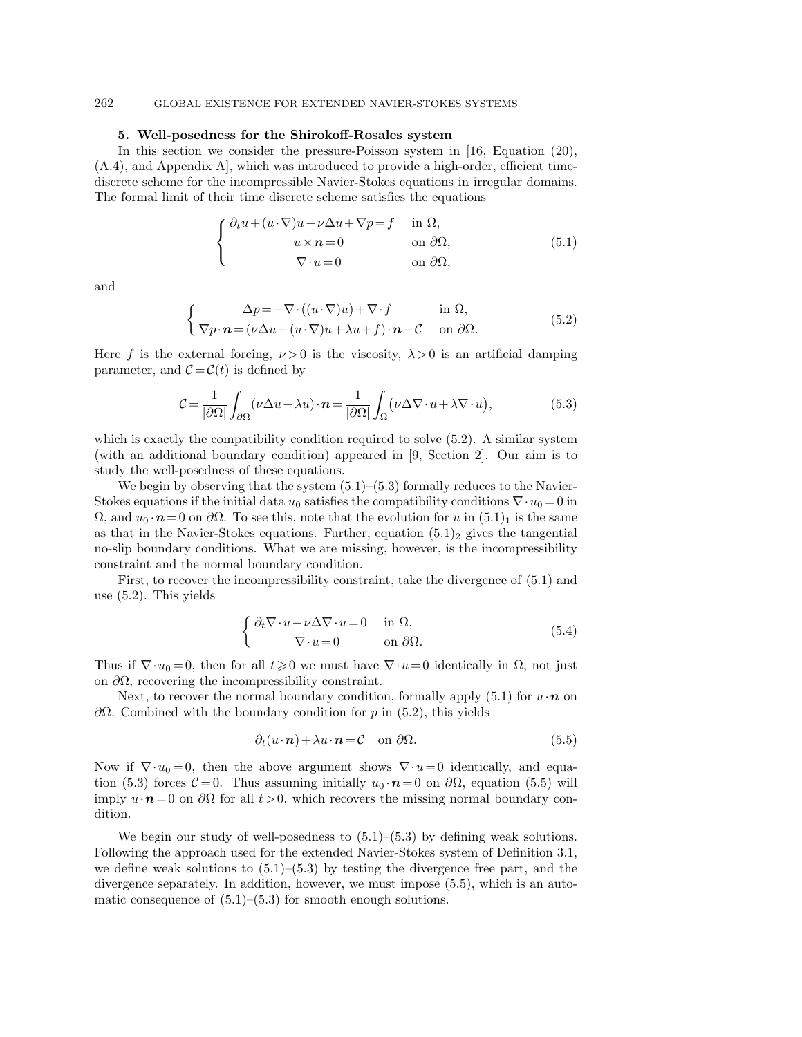## 5. Well-posedness for the Shirokoff-Rosales system

In this section we consider the pressure-Poisson system in [16, Equation (20), (A.4), and Appendix A], which was introduced to provide a high-order, efficient time-discrete scheme for the incompressible Navier-Stokes equations in irregular domains. The formal limit of their time discrete scheme satisfies the equations

$$
\begin{cases} \partial_t u + (u\cdot\nabla)u - \nu\Delta u + \nabla p = f & \text{in } \Omega, \\ u\times \boldsymbol{n} = 0 & \text{on } \partial\Omega, \\ \nabla\cdot u = 0 & \text{on } \partial\Omega, \end{cases} \tag{5.1}
$$

and

$$
\begin{cases} \Delta p = -\nabla\cdot((u\cdot\nabla)u) + \nabla\cdot f & \text{in } \Omega, \\ \nabla p\cdot\boldsymbol{n} = (\nu\Delta u - (u\cdot\nabla)u + \lambda u + f)\cdot\boldsymbol{n} - \mathcal{C} & \text{on } \partial\Omega. \end{cases} \tag{5.2}
$$

Here $f$ is the external forcing, $\nu > 0$ is the viscosity, $\lambda > 0$ is an artificial damping parameter, and $\mathcal{C} = \mathcal{C}(t)$ is defined by

$$
\mathcal{C} = \frac{1}{|\partial\Omega|}\int_{\partial\Omega}(\nu\Delta u + \lambda u)\cdot\boldsymbol{n} = \frac{1}{|\partial\Omega|}\int_{\Omega}\big(\nu\Delta\nabla\cdot u + \lambda\nabla\cdot u\big), \tag{5.3}
$$

which is exactly the compatibility condition required to solve (5.2). A similar system (with an additional boundary condition) appeared in [9, Section 2]. Our aim is to study the well-posedness of these equations.

We begin by observing that the system (5.1)–(5.3) formally reduces to the Navier-Stokes equations if the initial data $u_0$ satisfies the compatibility conditions $\nabla\cdot u_0 = 0$ in $\Omega$, and $u_0\cdot\boldsymbol{n} = 0$ on $\partial\Omega$. To see this, note that the evolution for $u$ in $(5.1)_1$ is the same as that in the Navier-Stokes equations. Further, equation $(5.1)_2$ gives the tangential no-slip boundary conditions. What we are missing, however, is the incompressibility constraint and the normal boundary condition.

First, to recover the incompressibility constraint, take the divergence of (5.1) and use (5.2). This yields

$$
\begin{cases} \partial_t\nabla\cdot u - \nu\Delta\nabla\cdot u = 0 & \text{in } \Omega, \\ \nabla\cdot u = 0 & \text{on } \partial\Omega. \end{cases} \tag{5.4}
$$

Thus if $\nabla\cdot u_0 = 0$, then for all $t\geqslant 0$ we must have $\nabla\cdot u = 0$ identically in $\Omega$, not just on $\partial\Omega$, recovering the incompressibility constraint.

Next, to recover the normal boundary condition, formally apply (5.1) for $u\cdot\boldsymbol{n}$ on $\partial\Omega$. Combined with the boundary condition for $p$ in (5.2), this yields

$$
\partial_t(u\cdot\boldsymbol{n}) + \lambda u\cdot\boldsymbol{n} = \mathcal{C} \quad \text{on } \partial\Omega. \tag{5.5}
$$

Now if $\nabla\cdot u_0 = 0$, then the above argument shows $\nabla\cdot u = 0$ identically, and equation (5.3) forces $\mathcal{C} = 0$. Thus assuming initially $u_0\cdot\boldsymbol{n} = 0$ on $\partial\Omega$, equation (5.5) will imply $u\cdot\boldsymbol{n} = 0$ on $\partial\Omega$ for all $t > 0$, which recovers the missing normal boundary condition.

We begin our study of well-posedness to (5.1)–(5.3) by defining weak solutions. Following the approach used for the extended Navier-Stokes system of Definition 3.1, we define weak solutions to (5.1)–(5.3) by testing the divergence free part, and the divergence separately. In addition, however, we must impose (5.5), which is an automatic consequence of (5.1)–(5.3) for smooth enough solutions.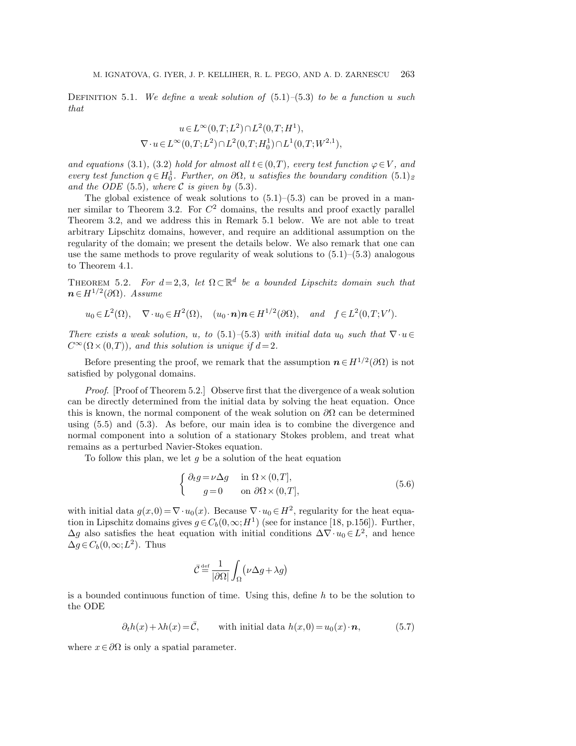**Definition 5.1.** *We define a weak solution of* (5.1)–(5.3) *to be a function* $u$ *such that*

$$u \in L^\infty(0,T;L^2) \cap L^2(0,T;H^1),$$
$$\nabla \cdot u \in L^\infty(0,T;L^2) \cap L^2(0,T;H_0^1) \cap L^1(0,T;W^{2,1}),$$

*and equations* (3.1), (3.2) *hold for almost all* $t \in (0,T)$, *every test function* $\varphi \in V$, *and every test function* $q \in H_0^1$. *Further, on* $\partial\Omega$, $u$ *satisfies the boundary condition* $(5.1)_2$ *and the ODE* (5.5), *where* $\mathcal{C}$ *is given by* (5.3).

The global existence of weak solutions to (5.1)–(5.3) can be proved in a manner similar to Theorem 3.2. For $C^2$ domains, the results and proof exactly parallel Theorem 3.2, and we address this in Remark 5.1 below. We are not able to treat arbitrary Lipschitz domains, however, and require an additional assumption on the regularity of the domain; we present the details below. We also remark that one can use the same methods to prove regularity of weak solutions to (5.1)–(5.3) analogous to Theorem 4.1.

**Theorem 5.2.** *For* $d = 2,3$, *let* $\Omega \subset \mathbb{R}^d$ *be a bounded Lipschitz domain such that* $\boldsymbol{n} \in H^{1/2}(\partial\Omega)$. *Assume*

$$u_0 \in L^2(\Omega), \quad \nabla \cdot u_0 \in H^2(\Omega), \quad (u_0 \cdot \boldsymbol{n})\boldsymbol{n} \in H^{1/2}(\partial\Omega), \quad \text{and} \quad f \in L^2(0,T;V').$$

*There exists a weak solution,* $u$, *to* (5.1)–(5.3) *with initial data* $u_0$ *such that* $\nabla \cdot u \in C^\infty(\Omega \times (0,T))$, *and this solution is unique if* $d = 2$.

Before presenting the proof, we remark that the assumption $\boldsymbol{n} \in H^{1/2}(\partial\Omega)$ is not satisfied by polygonal domains.

*Proof.* [Proof of Theorem 5.2.] Observe first that the divergence of a weak solution can be directly determined from the initial data by solving the heat equation. Once this is known, the normal component of the weak solution on $\partial\Omega$ can be determined using (5.5) and (5.3). As before, our main idea is to combine the divergence and normal component into a solution of a stationary Stokes problem, and treat what remains as a perturbed Navier-Stokes equation.

To follow this plan, we let $g$ be a solution of the heat equation

$$\begin{cases} \partial_t g = \nu \Delta g & \text{in } \Omega \times (0,T], \\ g = 0 & \text{on } \partial\Omega \times (0,T], \end{cases} \tag{5.6}$$

with initial data $g(x,0) = \nabla \cdot u_0(x)$. Because $\nabla \cdot u_0 \in H^2$, regularity for the heat equation in Lipschitz domains gives $g \in C_b(0,\infty;H^1)$ (see for instance [18, p.156]). Further, $\Delta g$ also satisfies the heat equation with initial conditions $\Delta \nabla \cdot u_0 \in L^2$, and hence $\Delta g \in C_b(0,\infty;L^2)$. Thus

$$\bar{\mathcal{C}} \stackrel{\text{def}}{=} \frac{1}{|\partial\Omega|} \int_\Omega \big(\nu \Delta g + \lambda g\big)$$

is a bounded continuous function of time. Using this, define $h$ to be the solution to the ODE

$$\partial_t h(x) + \lambda h(x) = \bar{\mathcal{C}}, \qquad \text{with initial data } h(x,0) = u_0(x) \cdot \boldsymbol{n}, \tag{5.7}$$

where $x \in \partial\Omega$ is only a spatial parameter.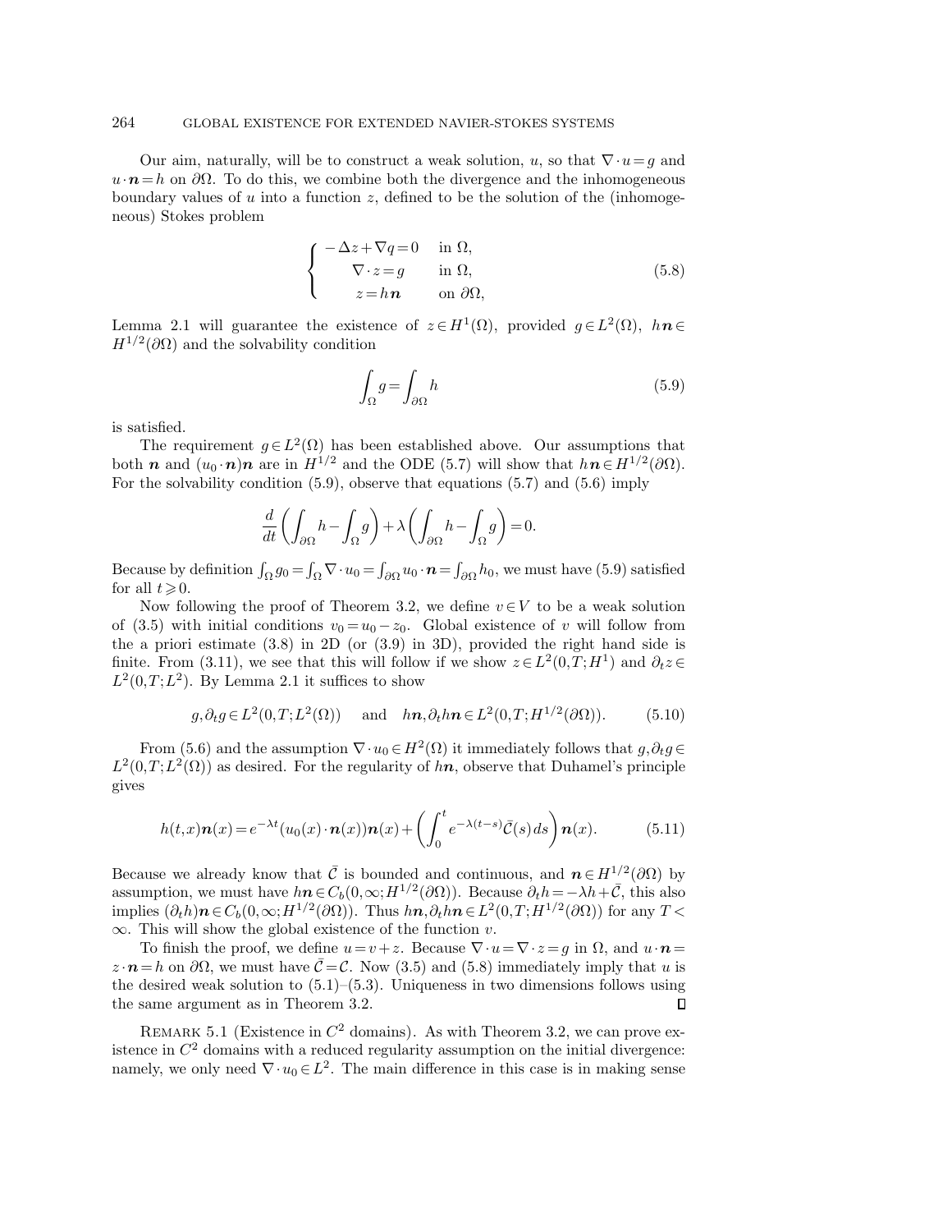Our aim, naturally, will be to construct a weak solution, $u$, so that $\nabla\cdot u = g$ and $u\cdot\boldsymbol{n} = h$ on $\partial\Omega$. To do this, we combine both the divergence and the inhomogeneous boundary values of $u$ into a function $z$, defined to be the solution of the (inhomogeneous) Stokes problem

$$
\begin{cases} -\Delta z + \nabla q = 0 & \text{in } \Omega, \\ \nabla\cdot z = g & \text{in } \Omega, \\ z = h\boldsymbol{n} & \text{on } \partial\Omega, \end{cases} \tag{5.8}
$$

Lemma 2.1 will guarantee the existence of $z\in H^1(\Omega)$, provided $g\in L^2(\Omega)$, $h\boldsymbol{n}\in H^{1/2}(\partial\Omega)$ and the solvability condition

$$
\int_\Omega g = \int_{\partial\Omega} h \tag{5.9}
$$

is satisfied.

The requirement $g\in L^2(\Omega)$ has been established above. Our assumptions that both $\boldsymbol{n}$ and $(u_0\cdot\boldsymbol{n})\boldsymbol{n}$ are in $H^{1/2}$ and the ODE (5.7) will show that $h\boldsymbol{n}\in H^{1/2}(\partial\Omega)$. For the solvability condition (5.9), observe that equations (5.7) and (5.6) imply

$$
\frac{d}{dt}\left(\int_{\partial\Omega} h - \int_\Omega g\right) + \lambda\left(\int_{\partial\Omega} h - \int_\Omega g\right) = 0.
$$

Because by definition $\int_\Omega g_0 = \int_\Omega \nabla\cdot u_0 = \int_{\partial\Omega} u_0\cdot\boldsymbol{n} = \int_{\partial\Omega} h_0$, we must have (5.9) satisfied for all $t\geqslant 0$.

Now following the proof of Theorem 3.2, we define $v\in V$ to be a weak solution of (3.5) with initial conditions $v_0 = u_0 - z_0$. Global existence of $v$ will follow from the a priori estimate (3.8) in 2D (or (3.9) in 3D), provided the right hand side is finite. From (3.11), we see that this will follow if we show $z\in L^2(0,T;H^1)$ and $\partial_t z\in L^2(0,T;L^2)$. By Lemma 2.1 it suffices to show

$$
g, \partial_t g\in L^2(0,T;L^2(\Omega)) \quad \text{and} \quad h\boldsymbol{n}, \partial_t h\boldsymbol{n}\in L^2(0,T;H^{1/2}(\partial\Omega)). \tag{5.10}
$$

From (5.6) and the assumption $\nabla\cdot u_0\in H^2(\Omega)$ it immediately follows that $g,\partial_t g\in L^2(0,T;L^2(\Omega))$ as desired. For the regularity of $h\boldsymbol{n}$, observe that Duhamel's principle gives

$$
h(t,x)\boldsymbol{n}(x) = e^{-\lambda t}(u_0(x)\cdot\boldsymbol{n}(x))\boldsymbol{n}(x) + \left(\int_0^t e^{-\lambda(t-s)}\bar{\mathcal{C}}(s)\,ds\right)\boldsymbol{n}(x). \tag{5.11}
$$

Because we already know that $\bar{\mathcal{C}}$ is bounded and continuous, and $\boldsymbol{n}\in H^{1/2}(\partial\Omega)$ by assumption, we must have $h\boldsymbol{n}\in C_b(0,\infty;H^{1/2}(\partial\Omega))$. Because $\partial_t h = -\lambda h + \bar{\mathcal{C}}$, this also implies $(\partial_t h)\boldsymbol{n}\in C_b(0,\infty;H^{1/2}(\partial\Omega))$. Thus $h\boldsymbol{n},\partial_t h\boldsymbol{n}\in L^2(0,T;H^{1/2}(\partial\Omega))$ for any $T<\infty$. This will show the global existence of the function $v$.

To finish the proof, we define $u = v+z$. Because $\nabla\cdot u = \nabla\cdot z = g$ in $\Omega$, and $u\cdot\boldsymbol{n} = z\cdot\boldsymbol{n} = h$ on $\partial\Omega$, we must have $\bar{\mathcal{C}} = \mathcal{C}$. Now (3.5) and (5.8) immediately imply that $u$ is the desired weak solution to (5.1)–(5.3). Uniqueness in two dimensions follows using the same argument as in Theorem 3.2. ∎

Remark 5.1 (Existence in $C^2$ domains). As with Theorem 3.2, we can prove existence in $C^2$ domains with a reduced regularity assumption on the initial divergence: namely, we only need $\nabla\cdot u_0\in L^2$. The main difference in this case is in making sense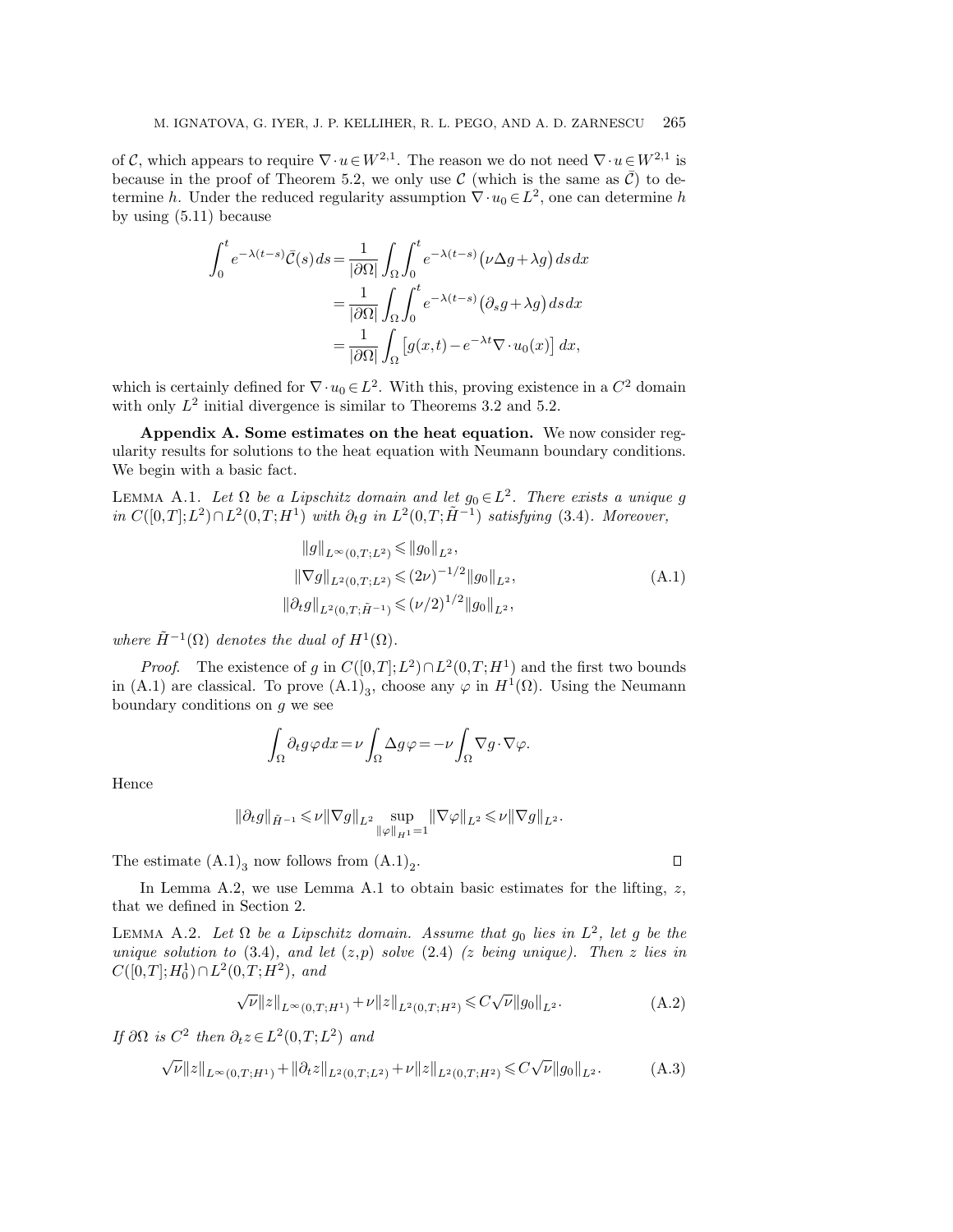of $\mathcal{C}$, which appears to require $\nabla\cdot u\in W^{2,1}$. The reason we do not need $\nabla\cdot u\in W^{2,1}$ is because in the proof of Theorem 5.2, we only use $\mathcal{C}$ (which is the same as $\bar{\mathcal{C}}$) to determine $h$. Under the reduced regularity assumption $\nabla\cdot u_0\in L^2$, one can determine $h$ by using (5.11) because

$$
\begin{aligned}
\int_0^t e^{-\lambda(t-s)}\bar{\mathcal{C}}(s)\,ds &= \frac{1}{|\partial\Omega|}\int_\Omega\int_0^t e^{-\lambda(t-s)}\big(\nu\Delta g+\lambda g\big)\,ds\,dx\\
&= \frac{1}{|\partial\Omega|}\int_\Omega\int_0^t e^{-\lambda(t-s)}\big(\partial_s g+\lambda g\big)\,ds\,dx\\
&= \frac{1}{|\partial\Omega|}\int_\Omega\big[g(x,t)-e^{-\lambda t}\nabla\cdot u_0(x)\big]\,dx,
\end{aligned}
$$

which is certainly defined for $\nabla\cdot u_0\in L^2$. With this, proving existence in a $C^2$ domain with only $L^2$ initial divergence is similar to Theorems 3.2 and 5.2.

**Appendix A. Some estimates on the heat equation.** We now consider regularity results for solutions to the heat equation with Neumann boundary conditions. We begin with a basic fact.

Lemma A.1. *Let $\Omega$ be a Lipschitz domain and let $g_0\in L^2$. There exists a unique $g$ in $C([0,T];L^2)\cap L^2(0,T;H^1)$ with $\partial_t g$ in $L^2(0,T;\tilde{H}^{-1})$ satisfying* (3.4)*. Moreover,*

$$
\begin{aligned}
\|g\|_{L^\infty(0,T;L^2)} &\leqslant \|g_0\|_{L^2},\\
\|\nabla g\|_{L^2(0,T;L^2)} &\leqslant (2\nu)^{-1/2}\|g_0\|_{L^2},\\
\|\partial_t g\|_{L^2(0,T;\tilde{H}^{-1})} &\leqslant (\nu/2)^{1/2}\|g_0\|_{L^2},
\end{aligned}
\tag{A.1}
$$

*where $\tilde{H}^{-1}(\Omega)$ denotes the dual of $H^1(\Omega)$.*

*Proof*. The existence of $g$ in $C([0,T];L^2)\cap L^2(0,T;H^1)$ and the first two bounds in (A.1) are classical. To prove $(\text{A.1})_3$, choose any $\varphi$ in $H^1(\Omega)$. Using the Neumann boundary conditions on $g$ we see

$$
\int_\Omega \partial_t g\,\varphi\,dx=\nu\int_\Omega \Delta g\,\varphi=-\nu\int_\Omega\nabla g\cdot\nabla\varphi.
$$

Hence

$$
\|\partial_t g\|_{\tilde{H}^{-1}}\leqslant \nu\|\nabla g\|_{L^2}\sup_{\|\varphi\|_{H^1}=1}\|\nabla\varphi\|_{L^2}\leqslant\nu\|\nabla g\|_{L^2}.
$$

The estimate $(\text{A.1})_3$ now follows from $(\text{A.1})_2$. ∎

In Lemma A.2, we use Lemma A.1 to obtain basic estimates for the lifting, $z$, that we defined in Section 2.

Lemma A.2. *Let $\Omega$ be a Lipschitz domain. Assume that $g_0$ lies in $L^2$, let $g$ be the unique solution to* (3.4)*, and let $(z,p)$ solve* (2.4) *($z$ being unique). Then $z$ lies in $C([0,T];H_0^1)\cap L^2(0,T;H^2)$, and*

$$
\sqrt{\nu}\|z\|_{L^\infty(0,T;H^1)}+\nu\|z\|_{L^2(0,T;H^2)}\leqslant C\sqrt{\nu}\|g_0\|_{L^2}.
\tag{A.2}
$$

*If $\partial\Omega$ is $C^2$ then $\partial_t z\in L^2(0,T;L^2)$ and*

$$
\sqrt{\nu}\|z\|_{L^\infty(0,T;H^1)}+\|\partial_t z\|_{L^2(0,T;L^2)}+\nu\|z\|_{L^2(0,T;H^2)}\leqslant C\sqrt{\nu}\|g_0\|_{L^2}.
\tag{A.3}
$$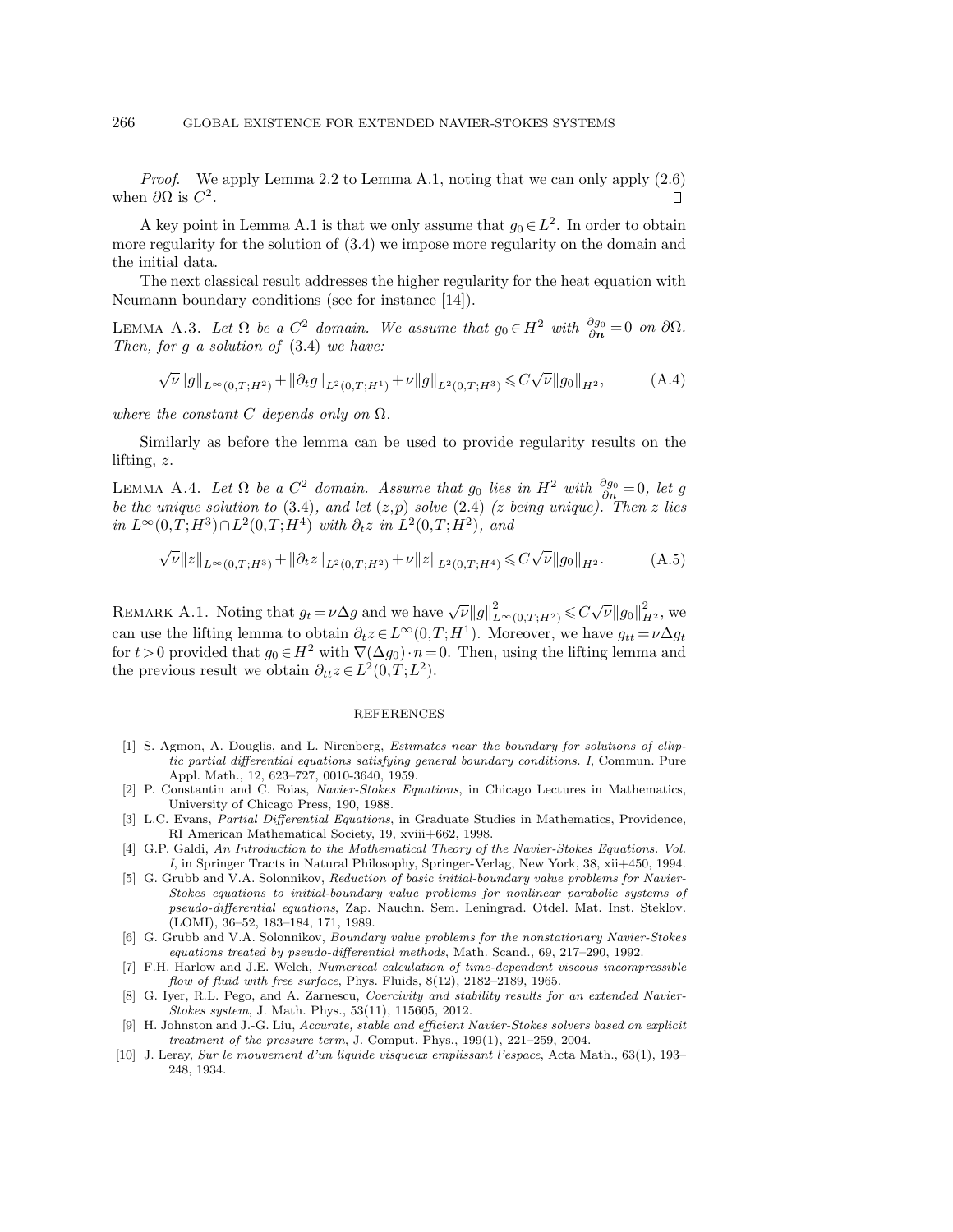*Proof.* We apply Lemma 2.2 to Lemma A.1, noting that we can only apply (2.6) when $\partial\Omega$ is $C^2$. $\square$

A key point in Lemma A.1 is that we only assume that $g_0 \in L^2$. In order to obtain more regularity for the solution of (3.4) we impose more regularity on the domain and the initial data.

The next classical result addresses the higher regularity for the heat equation with Neumann boundary conditions (see for instance [14]).

LEMMA A.3. *Let $\Omega$ be a $C^2$ domain. We assume that $g_0 \in H^2$ with $\frac{\partial g_0}{\partial \boldsymbol{n}} = 0$ on $\partial\Omega$. Then, for $g$ a solution of (3.4) we have:*

$$\sqrt{\nu}\|g\|_{L^\infty(0,T;H^2)} + \|\partial_t g\|_{L^2(0,T;H^1)} + \nu\|g\|_{L^2(0,T;H^3)} \leqslant C\sqrt{\nu}\|g_0\|_{H^2}, \tag{A.4}$$

*where the constant $C$ depends only on $\Omega$.*

Similarly as before the lemma can be used to provide regularity results on the lifting, $z$.

LEMMA A.4. *Let $\Omega$ be a $C^2$ domain. Assume that $g_0$ lies in $H^2$ with $\frac{\partial g_0}{\partial n} = 0$, let $g$ be the unique solution to (3.4), and let $(z,p)$ solve (2.4) ($z$ being unique). Then $z$ lies in $L^\infty(0,T;H^3) \cap L^2(0,T;H^4)$ with $\partial_t z$ in $L^2(0,T;H^2)$, and*

$$\sqrt{\nu}\|z\|_{L^\infty(0,T;H^3)} + \|\partial_t z\|_{L^2(0,T;H^2)} + \nu\|z\|_{L^2(0,T;H^4)} \leqslant C\sqrt{\nu}\|g_0\|_{H^2}. \tag{A.5}$$

REMARK A.1. Noting that $g_t = \nu\Delta g$ and we have $\sqrt{\nu}\|g\|^2_{L^\infty(0,T;H^2)} \leqslant C\sqrt{\nu}\|g_0\|^2_{H^2}$, we can use the lifting lemma to obtain $\partial_t z \in L^\infty(0,T;H^1)$. Moreover, we have $g_{tt} = \nu\Delta g_t$ for $t > 0$ provided that $g_0 \in H^2$ with $\nabla(\Delta g_0)\cdot n = 0$. Then, using the lifting lemma and the previous result we obtain $\partial_{tt} z \in L^2(0,T;L^2)$.

## REFERENCES

[1] S. Agmon, A. Douglis, and L. Nirenberg, *Estimates near the boundary for solutions of elliptic partial differential equations satisfying general boundary conditions. I*, Commun. Pure Appl. Math., 12, 623–727, 0010-3640, 1959.

[2] P. Constantin and C. Foias, *Navier-Stokes Equations*, in Chicago Lectures in Mathematics, University of Chicago Press, 190, 1988.

[3] L.C. Evans, *Partial Differential Equations*, in Graduate Studies in Mathematics, Providence, RI American Mathematical Society, 19, xviii+662, 1998.

[4] G.P. Galdi, *An Introduction to the Mathematical Theory of the Navier-Stokes Equations. Vol. I*, in Springer Tracts in Natural Philosophy, Springer-Verlag, New York, 38, xii+450, 1994.

[5] G. Grubb and V.A. Solonnikov, *Reduction of basic initial-boundary value problems for Navier-Stokes equations to initial-boundary value problems for nonlinear parabolic systems of pseudo-differential equations*, Zap. Nauchn. Sem. Leningrad. Otdel. Mat. Inst. Steklov. (LOMI), 36–52, 183–184, 171, 1989.

[6] G. Grubb and V.A. Solonnikov, *Boundary value problems for the nonstationary Navier-Stokes equations treated by pseudo-differential methods*, Math. Scand., 69, 217–290, 1992.

[7] F.H. Harlow and J.E. Welch, *Numerical calculation of time-dependent viscous incompressible flow of fluid with free surface*, Phys. Fluids, 8(12), 2182–2189, 1965.

[8] G. Iyer, R.L. Pego, and A. Zarnescu, *Coercivity and stability results for an extended Navier-Stokes system*, J. Math. Phys., 53(11), 115605, 2012.

[9] H. Johnston and J.-G. Liu, *Accurate, stable and efficient Navier-Stokes solvers based on explicit treatment of the pressure term*, J. Comput. Phys., 199(1), 221–259, 2004.

[10] J. Leray, *Sur le mouvement d'un liquide visqueux emplissant l'espace*, Acta Math., 63(1), 193–248, 1934.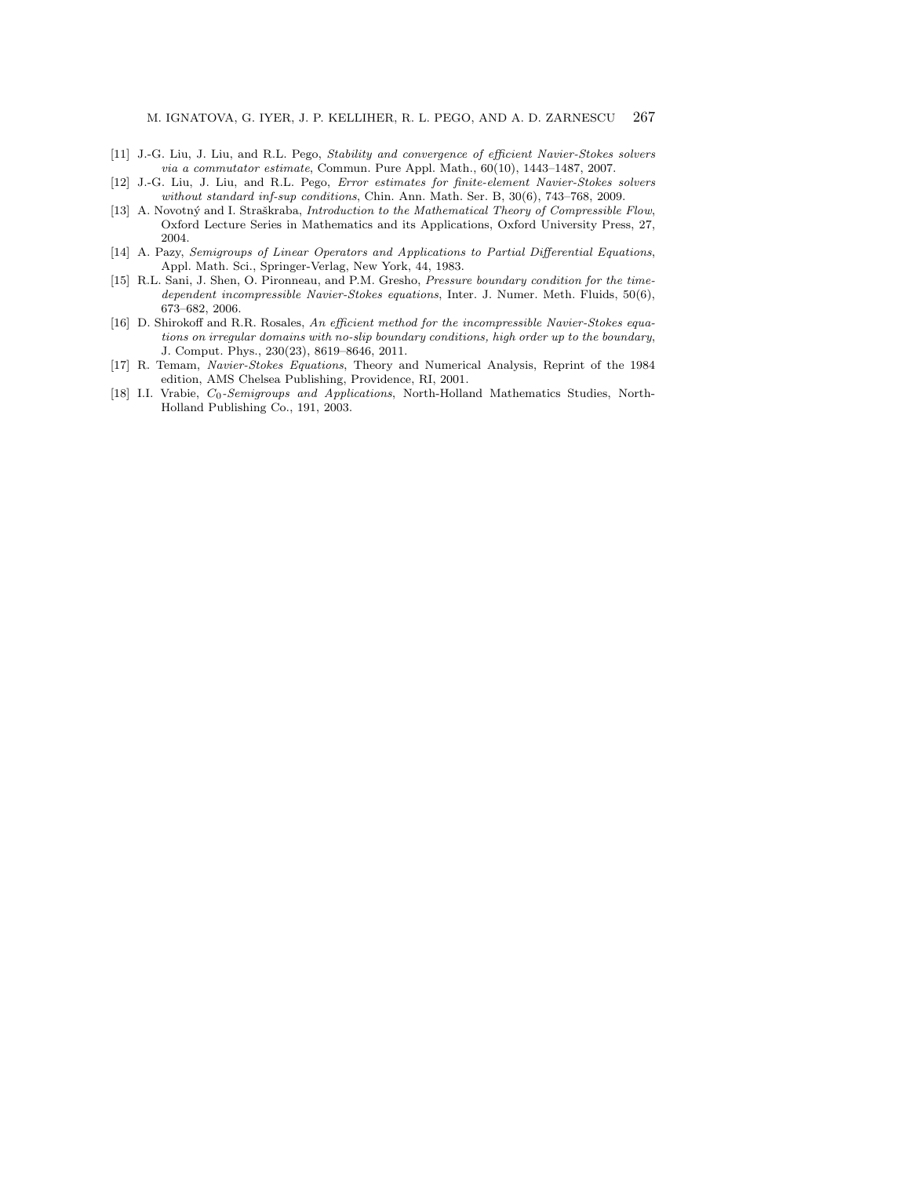[11] J.-G. Liu, J. Liu, and R.L. Pego, *Stability and convergence of efficient Navier-Stokes solvers via a commutator estimate*, Commun. Pure Appl. Math., 60(10), 1443–1487, 2007.

[12] J.-G. Liu, J. Liu, and R.L. Pego, *Error estimates for finite-element Navier-Stokes solvers without standard inf-sup conditions*, Chin. Ann. Math. Ser. B, 30(6), 743–768, 2009.

[13] A. Novotný and I. Straškraba, *Introduction to the Mathematical Theory of Compressible Flow*, Oxford Lecture Series in Mathematics and its Applications, Oxford University Press, 27, 2004.

[14] A. Pazy, *Semigroups of Linear Operators and Applications to Partial Differential Equations*, Appl. Math. Sci., Springer-Verlag, New York, 44, 1983.

[15] R.L. Sani, J. Shen, O. Pironneau, and P.M. Gresho, *Pressure boundary condition for the time-dependent incompressible Navier-Stokes equations*, Inter. J. Numer. Meth. Fluids, 50(6), 673–682, 2006.

[16] D. Shirokoff and R.R. Rosales, *An efficient method for the incompressible Navier-Stokes equations on irregular domains with no-slip boundary conditions, high order up to the boundary*, J. Comput. Phys., 230(23), 8619–8646, 2011.

[17] R. Temam, *Navier-Stokes Equations*, Theory and Numerical Analysis, Reprint of the 1984 edition, AMS Chelsea Publishing, Providence, RI, 2001.

[18] I.I. Vrabie, *$C_0$-Semigroups and Applications*, North-Holland Mathematics Studies, North-Holland Publishing Co., 191, 2003.